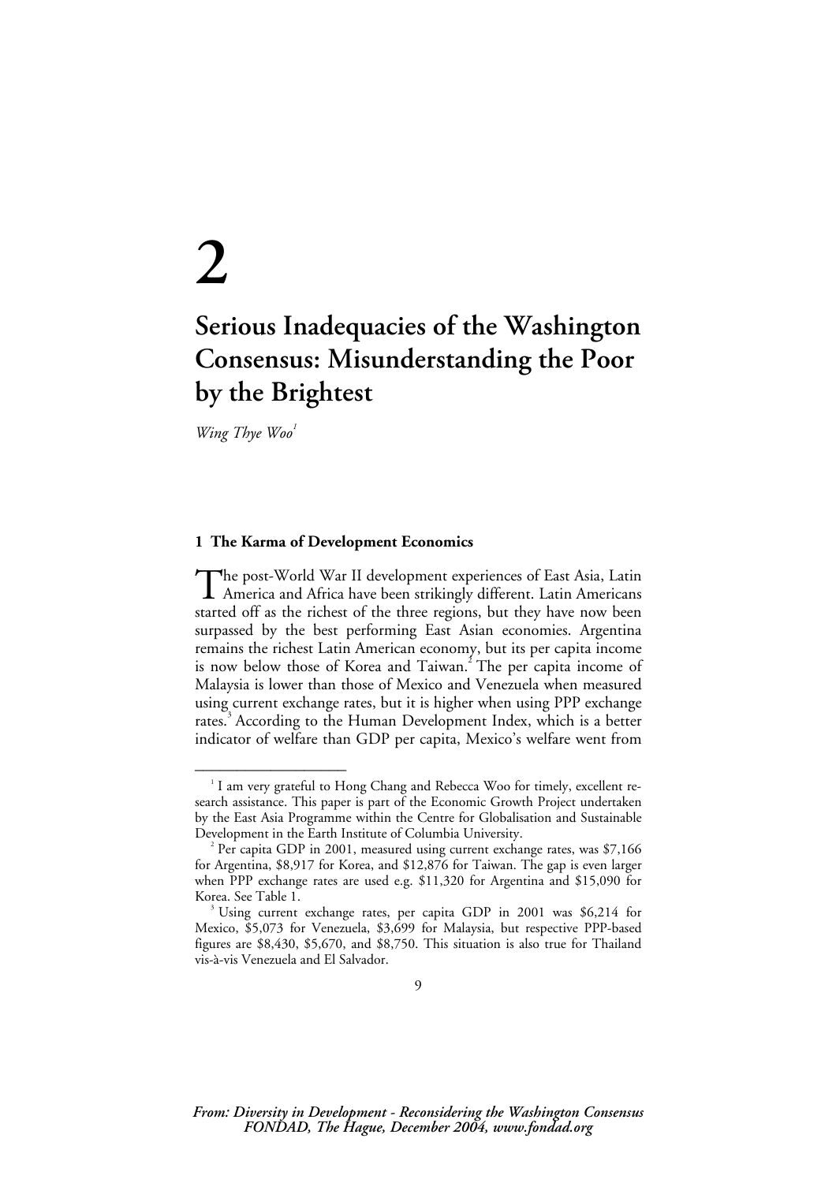# 2

# Serious Inadequacies of the Washington Consensus: Misunderstanding the Poor by the Brightest

*Wing Thye Woo*[1]

## 1 The Karma of Development Economics

The post-World War II development experiences of East Asia, Latin America and Africa have been strikingly different. Latin Americans started off as the richest of the three regions, but they have now been surpassed by the best performing East Asian economies. Argentina remains the richest Latin American economy, but its per capita income is now below those of Korea and Taiwan.[2] The per capita income of Malaysia is lower than those of Mexico and Venezuela when measured using current exchange rates, but it is higher when using PPP exchange rates.[3] According to the Human Development Index, which is a better indicator of welfare than GDP per capita, Mexico's welfare went from

---

[1] I am very grateful to Hong Chang and Rebecca Woo for timely, excellent research assistance. This paper is part of the Economic Growth Project undertaken by the East Asia Programme within the Centre for Globalisation and Sustainable Development in the Earth Institute of Columbia University.

[2] Per capita GDP in 2001, measured using current exchange rates, was $7,166 for Argentina, $8,917 for Korea, and $12,876 for Taiwan. The gap is even larger when PPP exchange rates are used e.g. $11,320 for Argentina and $15,090 for Korea. See Table 1.

[3] Using current exchange rates, per capita GDP in 2001 was $6,214 for Mexico, $5,073 for Venezuela, $3,699 for Malaysia, but respective PPP-based figures are $8,430, $5,670, and $8,750. This situation is also true for Thailand vis-à-vis Venezuela and El Salvador.

*From: Diversity in Development - Reconsidering the Washington Consensus FONDAD, The Hague, December 2004, www.fondad.org*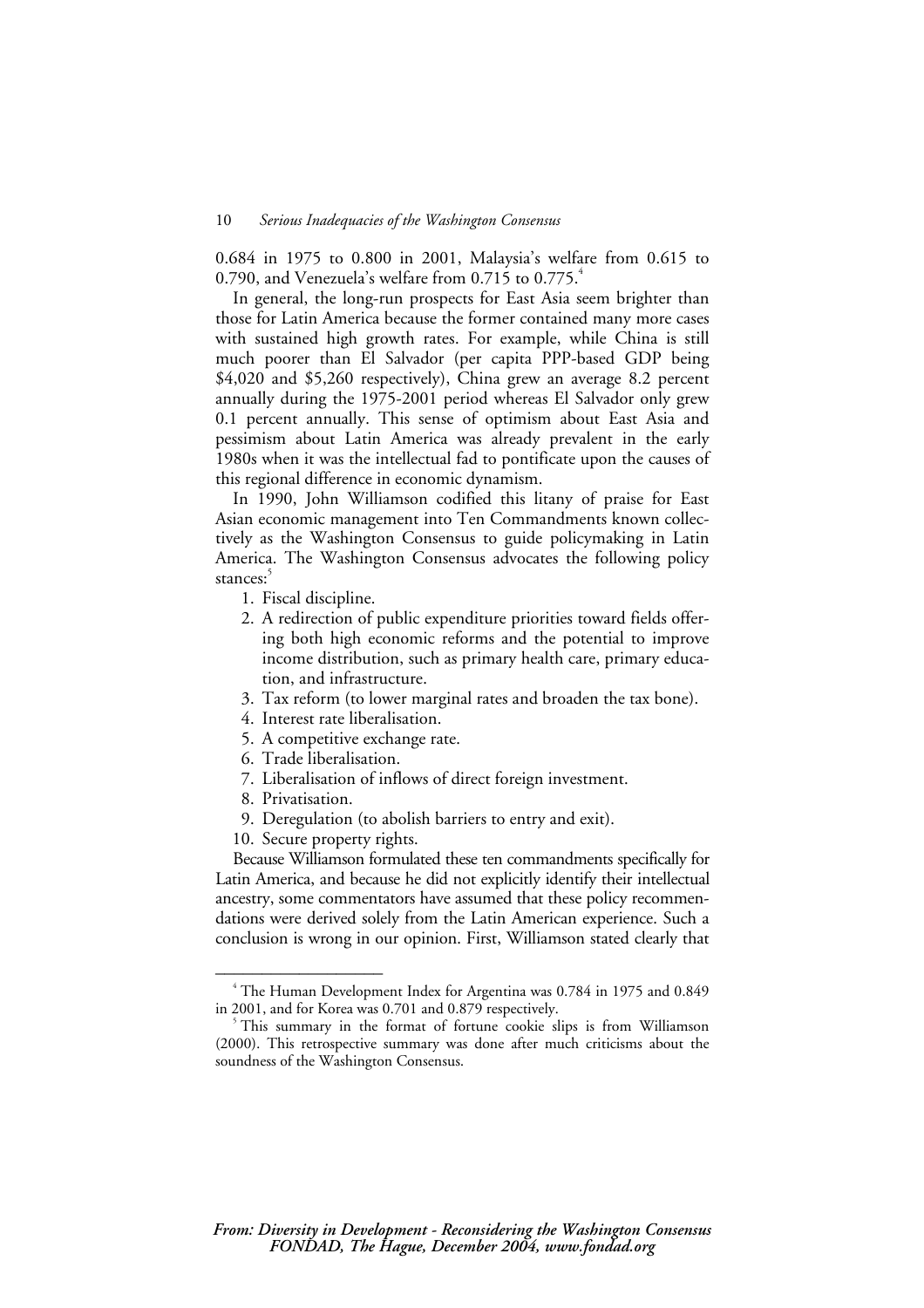0.684 in 1975 to 0.800 in 2001, Malaysia's welfare from 0.615 to 0.790, and Venezuela's welfare from 0.715 to 0.775.[4]

In general, the long-run prospects for East Asia seem brighter than those for Latin America because the former contained many more cases with sustained high growth rates. For example, while China is still much poorer than El Salvador (per capita PPP-based GDP being $4,020 and $5,260 respectively), China grew an average 8.2 percent annually during the 1975-2001 period whereas El Salvador only grew 0.1 percent annually. This sense of optimism about East Asia and pessimism about Latin America was already prevalent in the early 1980s when it was the intellectual fad to pontificate upon the causes of this regional difference in economic dynamism.

In 1990, John Williamson codified this litany of praise for East Asian economic management into Ten Commandments known collectively as the Washington Consensus to guide policymaking in Latin America. The Washington Consensus advocates the following policy stances:[5]

1. Fiscal discipline.
2. A redirection of public expenditure priorities toward fields offering both high economic reforms and the potential to improve income distribution, such as primary health care, primary education, and infrastructure.
3. Tax reform (to lower marginal rates and broaden the tax bone).
4. Interest rate liberalisation.
5. A competitive exchange rate.
6. Trade liberalisation.
7. Liberalisation of inflows of direct foreign investment.
8. Privatisation.
9. Deregulation (to abolish barriers to entry and exit).
10. Secure property rights.

Because Williamson formulated these ten commandments specifically for Latin America, and because he did not explicitly identify their intellectual ancestry, some commentators have assumed that these policy recommendations were derived solely from the Latin American experience. Such a conclusion is wrong in our opinion. First, Williamson stated clearly that

---

[4] The Human Development Index for Argentina was 0.784 in 1975 and 0.849 in 2001, and for Korea was 0.701 and 0.879 respectively.

[5] This summary in the format of fortune cookie slips is from Williamson (2000). This retrospective summary was done after much criticisms about the soundness of the Washington Consensus.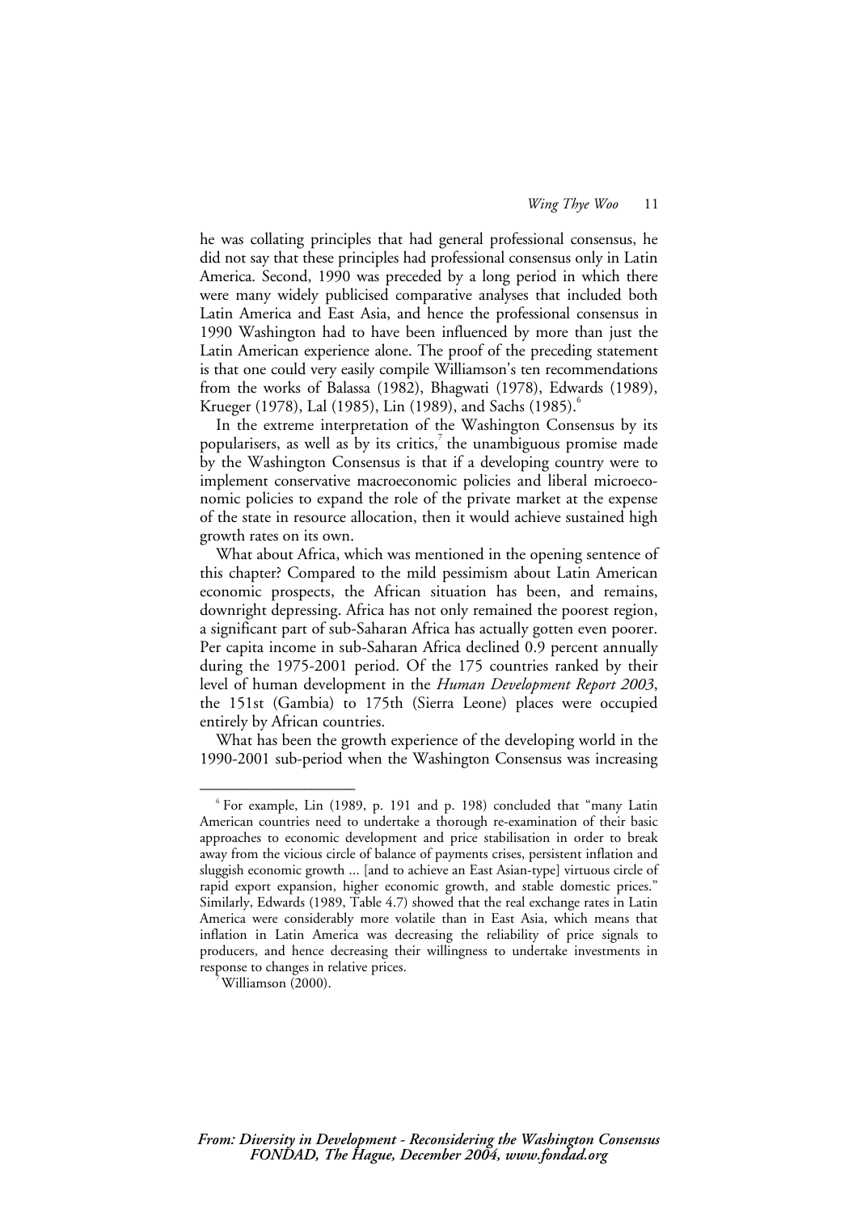he was collating principles that had general professional consensus, he did not say that these principles had professional consensus only in Latin America. Second, 1990 was preceded by a long period in which there were many widely publicised comparative analyses that included both Latin America and East Asia, and hence the professional consensus in 1990 Washington had to have been influenced by more than just the Latin American experience alone. The proof of the preceding statement is that one could very easily compile Williamson's ten recommendations from the works of Balassa (1982), Bhagwati (1978), Edwards (1989), Krueger (1978), Lal (1985), Lin (1989), and Sachs (1985).[6]

In the extreme interpretation of the Washington Consensus by its popularisers, as well as by its critics,[7] the unambiguous promise made by the Washington Consensus is that if a developing country were to implement conservative macroeconomic policies and liberal microeconomic policies to expand the role of the private market at the expense of the state in resource allocation, then it would achieve sustained high growth rates on its own.

What about Africa, which was mentioned in the opening sentence of this chapter? Compared to the mild pessimism about Latin American economic prospects, the African situation has been, and remains, downright depressing. Africa has not only remained the poorest region, a significant part of sub-Saharan Africa has actually gotten even poorer. Per capita income in sub-Saharan Africa declined 0.9 percent annually during the 1975-2001 period. Of the 175 countries ranked by their level of human development in the *Human Development Report 2003*, the 151st (Gambia) to 175th (Sierra Leone) places were occupied entirely by African countries.

What has been the growth experience of the developing world in the 1990-2001 sub-period when the Washington Consensus was increasing

---

[6] For example, Lin (1989, p. 191 and p. 198) concluded that "many Latin American countries need to undertake a thorough re-examination of their basic approaches to economic development and price stabilisation in order to break away from the vicious circle of balance of payments crises, persistent inflation and sluggish economic growth ... [and to achieve an East Asian-type] virtuous circle of rapid export expansion, higher economic growth, and stable domestic prices." Similarly, Edwards (1989, Table 4.7) showed that the real exchange rates in Latin America were considerably more volatile than in East Asia, which means that inflation in Latin America was decreasing the reliability of price signals to producers, and hence decreasing their willingness to undertake investments in response to changes in relative prices.

[7] Williamson (2000).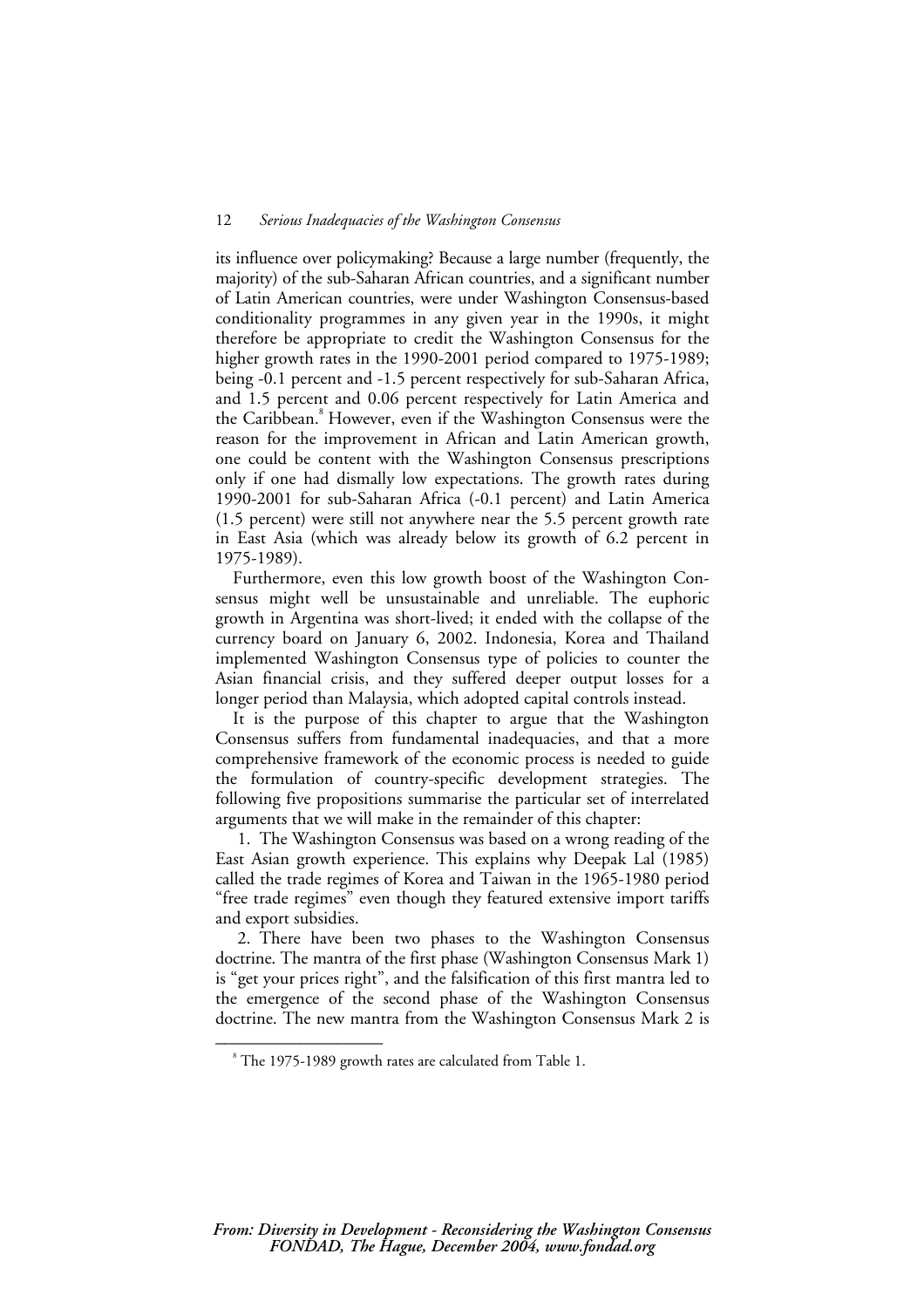its influence over policymaking? Because a large number (frequently, the majority) of the sub-Saharan African countries, and a significant number of Latin American countries, were under Washington Consensus-based conditionality programmes in any given year in the 1990s, it might therefore be appropriate to credit the Washington Consensus for the higher growth rates in the 1990-2001 period compared to 1975-1989; being -0.1 percent and -1.5 percent respectively for sub-Saharan Africa, and 1.5 percent and 0.06 percent respectively for Latin America and the Caribbean.[8] However, even if the Washington Consensus were the reason for the improvement in African and Latin American growth, one could be content with the Washington Consensus prescriptions only if one had dismally low expectations. The growth rates during 1990-2001 for sub-Saharan Africa (-0.1 percent) and Latin America (1.5 percent) were still not anywhere near the 5.5 percent growth rate in East Asia (which was already below its growth of 6.2 percent in 1975-1989).

Furthermore, even this low growth boost of the Washington Consensus might well be unsustainable and unreliable. The euphoric growth in Argentina was short-lived; it ended with the collapse of the currency board on January 6, 2002. Indonesia, Korea and Thailand implemented Washington Consensus type of policies to counter the Asian financial crisis, and they suffered deeper output losses for a longer period than Malaysia, which adopted capital controls instead.

It is the purpose of this chapter to argue that the Washington Consensus suffers from fundamental inadequacies, and that a more comprehensive framework of the economic process is needed to guide the formulation of country-specific development strategies. The following five propositions summarise the particular set of interrelated arguments that we will make in the remainder of this chapter:

1. The Washington Consensus was based on a wrong reading of the East Asian growth experience. This explains why Deepak Lal (1985) called the trade regimes of Korea and Taiwan in the 1965-1980 period "free trade regimes" even though they featured extensive import tariffs and export subsidies.

2. There have been two phases to the Washington Consensus doctrine. The mantra of the first phase (Washington Consensus Mark 1) is "get your prices right", and the falsification of this first mantra led to the emergence of the second phase of the Washington Consensus doctrine. The new mantra from the Washington Consensus Mark 2 is

---

[8] The 1975-1989 growth rates are calculated from Table 1.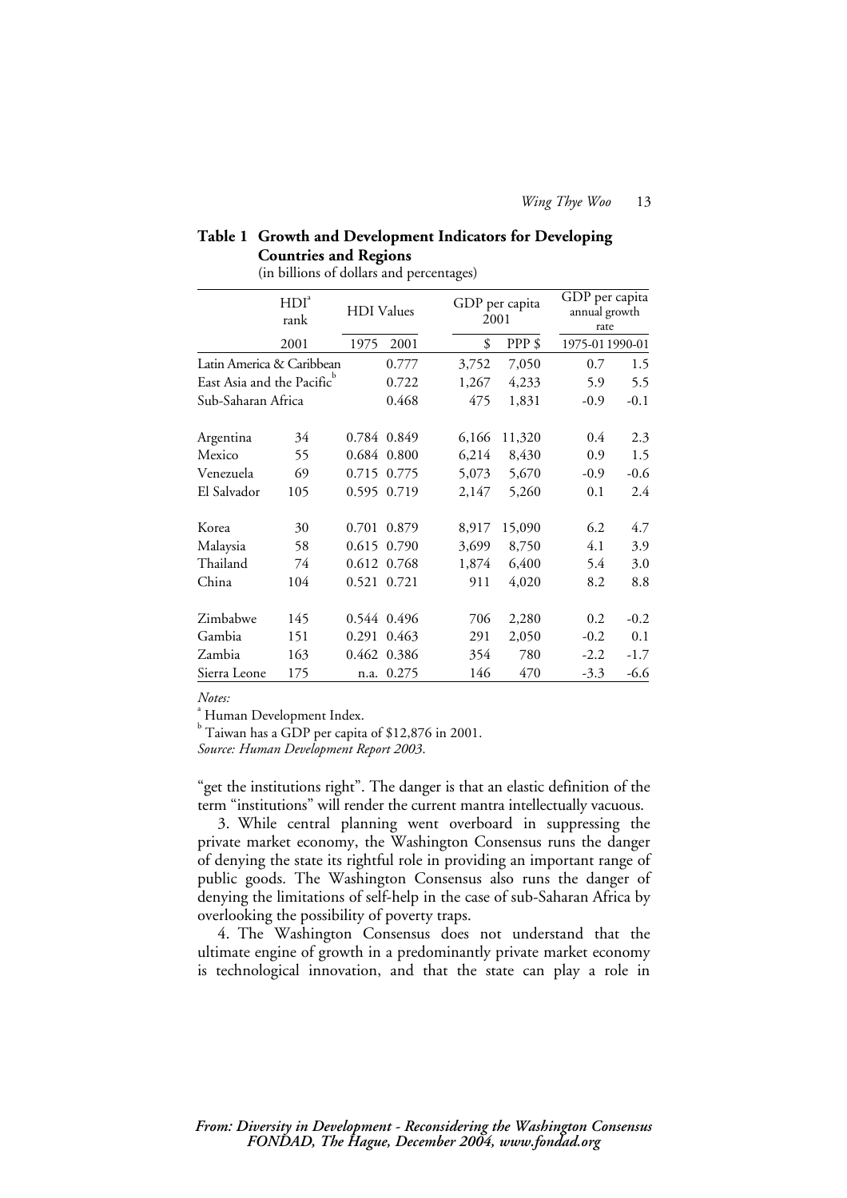**Table 1 Growth and Development Indicators for Developing Countries and Regions**
(in billions of dollars and percentages)

| | HDI[a] rank | HDI Values | | GDP per capita 2001 | | GDP per capita annual growth rate | |
|---|---|---|---|---|---|---|---|
| | 2001 | 1975 | 2001 | $ | PPP $ | 1975-01 | 1990-01 |
| Latin America & Caribbean | | | 0.777 | 3,752 | 7,050 | 0.7 | 1.5 |
| East Asia and the Pacific[b] | | | 0.722 | 1,267 | 4,233 | 5.9 | 5.5 |
| Sub-Saharan Africa | | | 0.468 | 475 | 1,831 | -0.9 | -0.1 |
| Argentina | 34 | 0.784 | 0.849 | 6,166 | 11,320 | 0.4 | 2.3 |
| Mexico | 55 | 0.684 | 0.800 | 6,214 | 8,430 | 0.9 | 1.5 |
| Venezuela | 69 | 0.715 | 0.775 | 5,073 | 5,670 | -0.9 | -0.6 |
| El Salvador | 105 | 0.595 | 0.719 | 2,147 | 5,260 | 0.1 | 2.4 |
| Korea | 30 | 0.701 | 0.879 | 8,917 | 15,090 | 6.2 | 4.7 |
| Malaysia | 58 | 0.615 | 0.790 | 3,699 | 8,750 | 4.1 | 3.9 |
| Thailand | 74 | 0.612 | 0.768 | 1,874 | 6,400 | 5.4 | 3.0 |
| China | 104 | 0.521 | 0.721 | 911 | 4,020 | 8.2 | 8.8 |
| Zimbabwe | 145 | 0.544 | 0.496 | 706 | 2,280 | 0.2 | -0.2 |
| Gambia | 151 | 0.291 | 0.463 | 291 | 2,050 | -0.2 | 0.1 |
| Zambia | 163 | 0.462 | 0.386 | 354 | 780 | -2.2 | -1.7 |
| Sierra Leone | 175 | n.a. | 0.275 | 146 | 470 | -3.3 | -6.6 |

*Notes:*

[a] Human Development Index.

[b] Taiwan has a GDP per capita of $12,876 in 2001.

*Source: Human Development Report 2003.*

"get the institutions right". The danger is that an elastic definition of the term "institutions" will render the current mantra intellectually vacuous.

3. While central planning went overboard in suppressing the private market economy, the Washington Consensus runs the danger of denying the state its rightful role in providing an important range of public goods. The Washington Consensus also runs the danger of denying the limitations of self-help in the case of sub-Saharan Africa by overlooking the possibility of poverty traps.

4. The Washington Consensus does not understand that the ultimate engine of growth in a predominantly private market economy is technological innovation, and that the state can play a role in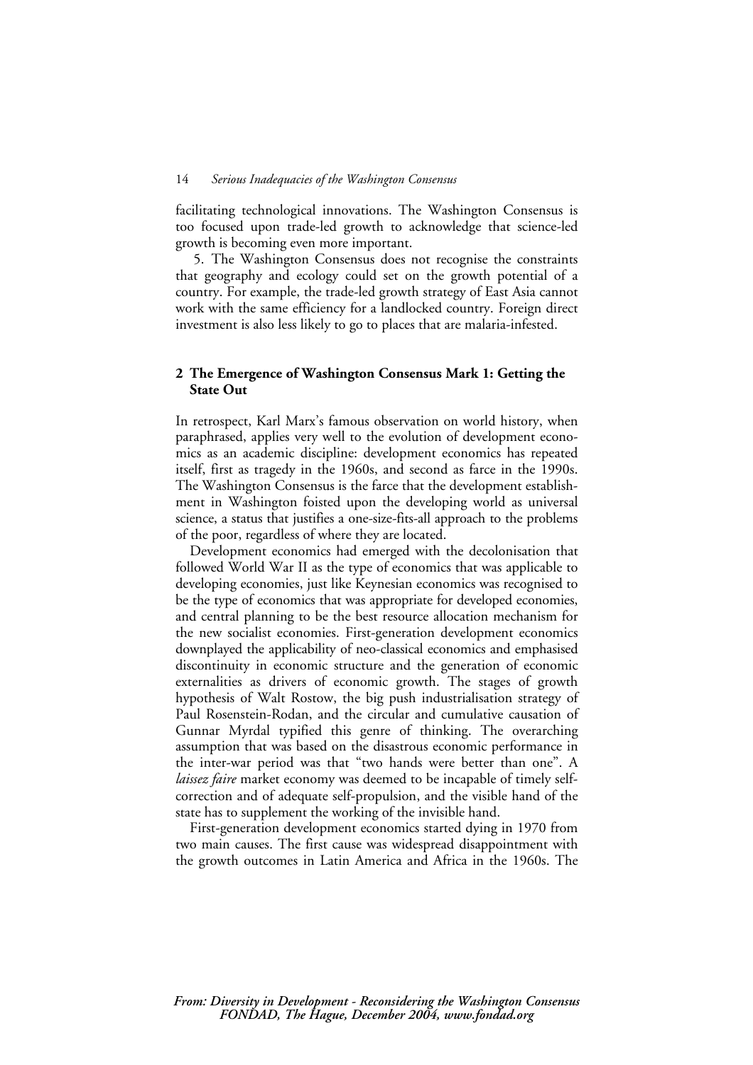facilitating technological innovations. The Washington Consensus is too focused upon trade-led growth to acknowledge that science-led growth is becoming even more important.

5. The Washington Consensus does not recognise the constraints that geography and ecology could set on the growth potential of a country. For example, the trade-led growth strategy of East Asia cannot work with the same efficiency for a landlocked country. Foreign direct investment is also less likely to go to places that are malaria-infested.

## 2 The Emergence of Washington Consensus Mark 1: Getting the State Out

In retrospect, Karl Marx's famous observation on world history, when paraphrased, applies very well to the evolution of development economics as an academic discipline: development economics has repeated itself, first as tragedy in the 1960s, and second as farce in the 1990s. The Washington Consensus is the farce that the development establishment in Washington foisted upon the developing world as universal science, a status that justifies a one-size-fits-all approach to the problems of the poor, regardless of where they are located.

Development economics had emerged with the decolonisation that followed World War II as the type of economics that was applicable to developing economies, just like Keynesian economics was recognised to be the type of economics that was appropriate for developed economies, and central planning to be the best resource allocation mechanism for the new socialist economies. First-generation development economics downplayed the applicability of neo-classical economics and emphasised discontinuity in economic structure and the generation of economic externalities as drivers of economic growth. The stages of growth hypothesis of Walt Rostow, the big push industrialisation strategy of Paul Rosenstein-Rodan, and the circular and cumulative causation of Gunnar Myrdal typified this genre of thinking. The overarching assumption that was based on the disastrous economic performance in the inter-war period was that "two hands were better than one". A *laissez faire* market economy was deemed to be incapable of timely self-correction and of adequate self-propulsion, and the visible hand of the state has to supplement the working of the invisible hand.

First-generation development economics started dying in 1970 from two main causes. The first cause was widespread disappointment with the growth outcomes in Latin America and Africa in the 1960s. The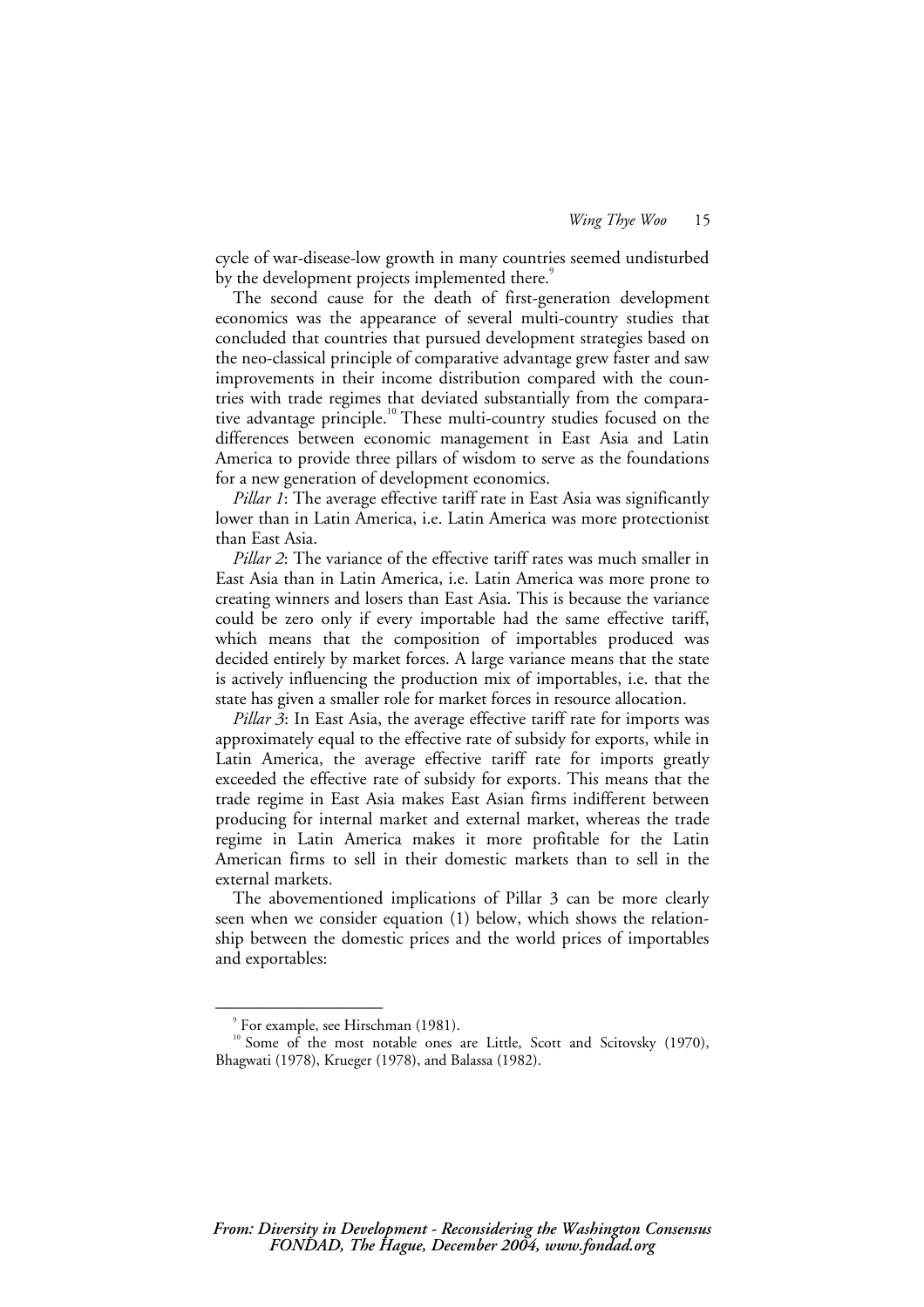cycle of war-disease-low growth in many countries seemed undisturbed by the development projects implemented there.[9]

The second cause for the death of first-generation development economics was the appearance of several multi-country studies that concluded that countries that pursued development strategies based on the neo-classical principle of comparative advantage grew faster and saw improvements in their income distribution compared with the countries with trade regimes that deviated substantially from the comparative advantage principle.[10] These multi-country studies focused on the differences between economic management in East Asia and Latin America to provide three pillars of wisdom to serve as the foundations for a new generation of development economics.

*Pillar 1*: The average effective tariff rate in East Asia was significantly lower than in Latin America, i.e. Latin America was more protectionist than East Asia.

*Pillar 2*: The variance of the effective tariff rates was much smaller in East Asia than in Latin America, i.e. Latin America was more prone to creating winners and losers than East Asia. This is because the variance could be zero only if every importable had the same effective tariff, which means that the composition of importables produced was decided entirely by market forces. A large variance means that the state is actively influencing the production mix of importables, i.e. that the state has given a smaller role for market forces in resource allocation.

*Pillar 3*: In East Asia, the average effective tariff rate for imports was approximately equal to the effective rate of subsidy for exports, while in Latin America, the average effective tariff rate for imports greatly exceeded the effective rate of subsidy for exports. This means that the trade regime in East Asia makes East Asian firms indifferent between producing for internal market and external market, whereas the trade regime in Latin America makes it more profitable for the Latin American firms to sell in their domestic markets than to sell in the external markets.

The abovementioned implications of Pillar 3 can be more clearly seen when we consider equation (1) below, which shows the relationship between the domestic prices and the world prices of importables and exportables:

---

[9] For example, see Hirschman (1981).

[10] Some of the most notable ones are Little, Scott and Scitovsky (1970), Bhagwati (1978), Krueger (1978), and Balassa (1982).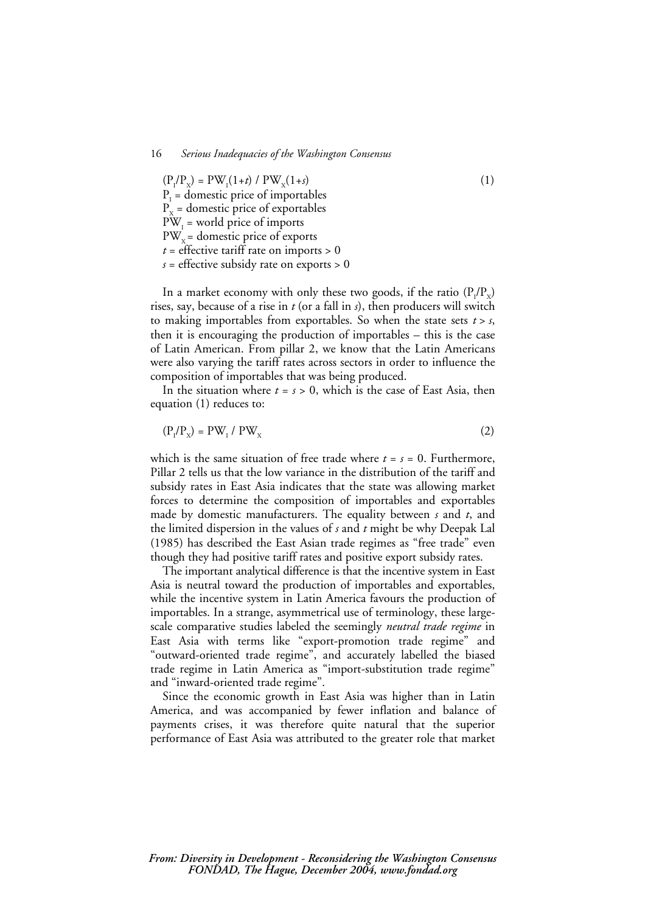$$(P_I/P_X) = PW_I(1+t) / PW_X(1+s) \qquad (1)$$

$P_I$ = domestic price of importables  
$P_X$ = domestic price of exportables  
$PW_I$ = world price of imports  
$PW_X$ = domestic price of exports  
$t$ = effective tariff rate on imports > 0  
$s$ = effective subsidy rate on exports > 0

In a market economy with only these two goods, if the ratio $(P_I/P_X)$ rises, say, because of a rise in $t$ (or a fall in $s$), then producers will switch to making importables from exportables. So when the state sets $t > s$, then it is encouraging the production of importables – this is the case of Latin American. From pillar 2, we know that the Latin Americans were also varying the tariff rates across sectors in order to influence the composition of importables that was being produced.

In the situation where $t = s > 0$, which is the case of East Asia, then equation (1) reduces to:

$$(P_I/P_X) = PW_I / PW_X \qquad (2)$$

which is the same situation of free trade where $t = s = 0$. Furthermore, Pillar 2 tells us that the low variance in the distribution of the tariff and subsidy rates in East Asia indicates that the state was allowing market forces to determine the composition of importables and exportables made by domestic manufacturers. The equality between $s$ and $t$, and the limited dispersion in the values of $s$ and $t$ might be why Deepak Lal (1985) has described the East Asian trade regimes as "free trade" even though they had positive tariff rates and positive export subsidy rates.

The important analytical difference is that the incentive system in East Asia is neutral toward the production of importables and exportables, while the incentive system in Latin America favours the production of importables. In a strange, asymmetrical use of terminology, these large-scale comparative studies labeled the seemingly *neutral trade regime* in East Asia with terms like "export-promotion trade regime" and "outward-oriented trade regime", and accurately labelled the biased trade regime in Latin America as "import-substitution trade regime" and "inward-oriented trade regime".

Since the economic growth in East Asia was higher than in Latin America, and was accompanied by fewer inflation and balance of payments crises, it was therefore quite natural that the superior performance of East Asia was attributed to the greater role that market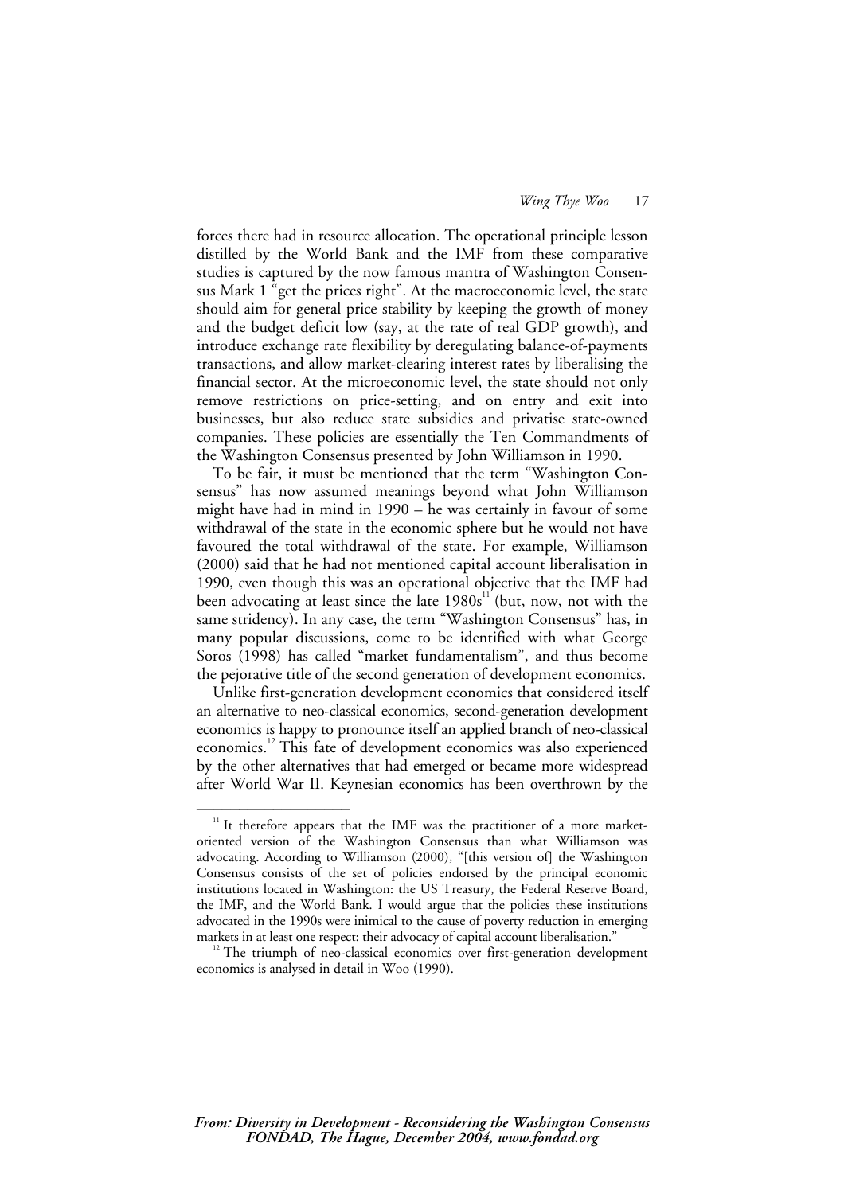forces there had in resource allocation. The operational principle lesson distilled by the World Bank and the IMF from these comparative studies is captured by the now famous mantra of Washington Consensus Mark 1 "get the prices right". At the macroeconomic level, the state should aim for general price stability by keeping the growth of money and the budget deficit low (say, at the rate of real GDP growth), and introduce exchange rate flexibility by deregulating balance-of-payments transactions, and allow market-clearing interest rates by liberalising the financial sector. At the microeconomic level, the state should not only remove restrictions on price-setting, and on entry and exit into businesses, but also reduce state subsidies and privatise state-owned companies. These policies are essentially the Ten Commandments of the Washington Consensus presented by John Williamson in 1990.

To be fair, it must be mentioned that the term "Washington Consensus" has now assumed meanings beyond what John Williamson might have had in mind in 1990 – he was certainly in favour of some withdrawal of the state in the economic sphere but he would not have favoured the total withdrawal of the state. For example, Williamson (2000) said that he had not mentioned capital account liberalisation in 1990, even though this was an operational objective that the IMF had been advocating at least since the late 1980s[11] (but, now, not with the same stridency). In any case, the term "Washington Consensus" has, in many popular discussions, come to be identified with what George Soros (1998) has called "market fundamentalism", and thus become the pejorative title of the second generation of development economics.

Unlike first-generation development economics that considered itself an alternative to neo-classical economics, second-generation development economics is happy to pronounce itself an applied branch of neo-classical economics.[12] This fate of development economics was also experienced by the other alternatives that had emerged or became more widespread after World War II. Keynesian economics has been overthrown by the

---

[11] It therefore appears that the IMF was the practitioner of a more market-oriented version of the Washington Consensus than what Williamson was advocating. According to Williamson (2000), "[this version of] the Washington Consensus consists of the set of policies endorsed by the principal economic institutions located in Washington: the US Treasury, the Federal Reserve Board, the IMF, and the World Bank. I would argue that the policies these institutions advocated in the 1990s were inimical to the cause of poverty reduction in emerging markets in at least one respect: their advocacy of capital account liberalisation."

[12] The triumph of neo-classical economics over first-generation development economics is analysed in detail in Woo (1990).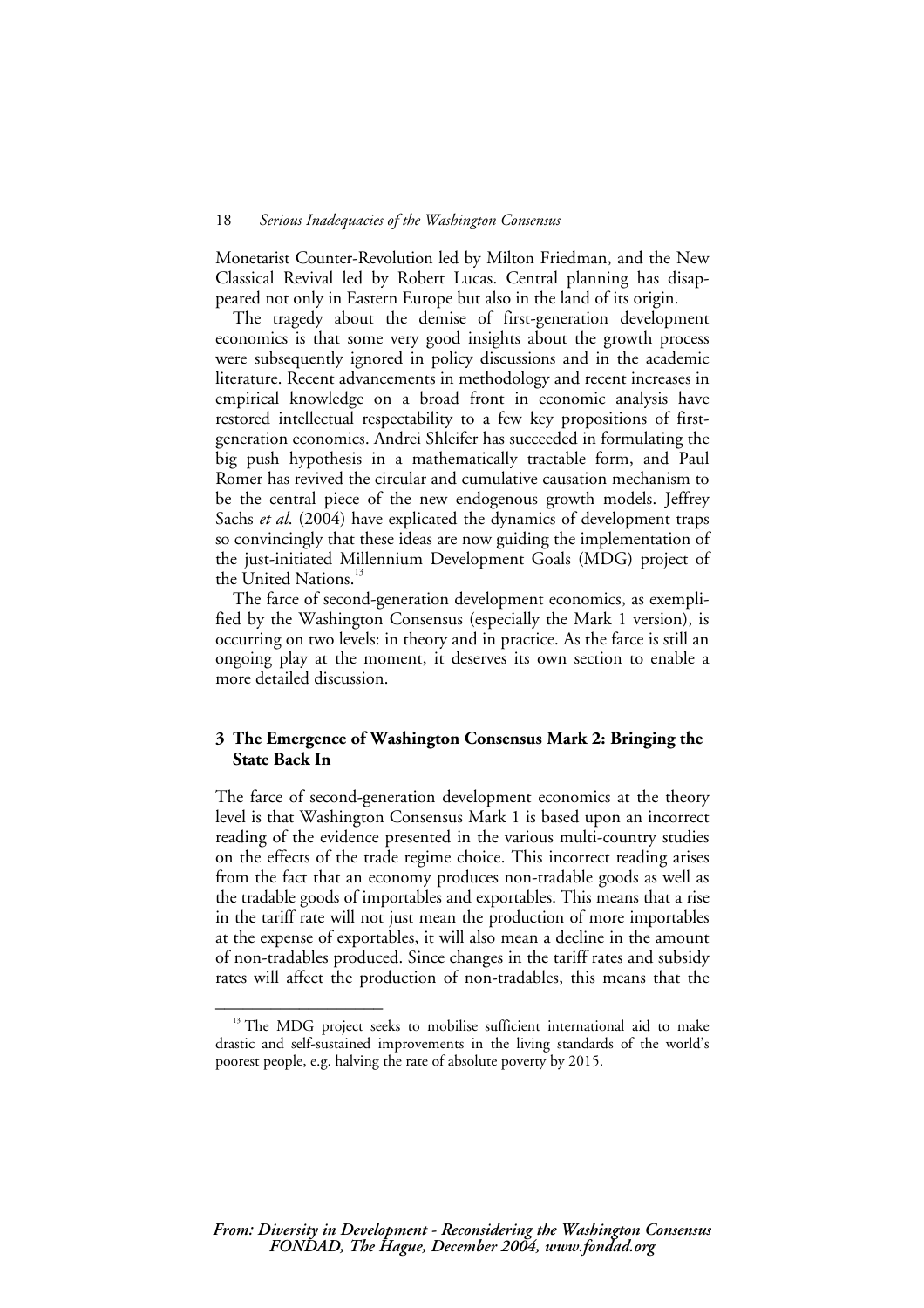Monetarist Counter-Revolution led by Milton Friedman, and the New Classical Revival led by Robert Lucas. Central planning has disappeared not only in Eastern Europe but also in the land of its origin.

The tragedy about the demise of first-generation development economics is that some very good insights about the growth process were subsequently ignored in policy discussions and in the academic literature. Recent advancements in methodology and recent increases in empirical knowledge on a broad front in economic analysis have restored intellectual respectability to a few key propositions of first-generation economics. Andrei Shleifer has succeeded in formulating the big push hypothesis in a mathematically tractable form, and Paul Romer has revived the circular and cumulative causation mechanism to be the central piece of the new endogenous growth models. Jeffrey Sachs *et al.* (2004) have explicated the dynamics of development traps so convincingly that these ideas are now guiding the implementation of the just-initiated Millennium Development Goals (MDG) project of the United Nations.[13]

The farce of second-generation development economics, as exemplified by the Washington Consensus (especially the Mark 1 version), is occurring on two levels: in theory and in practice. As the farce is still an ongoing play at the moment, it deserves its own section to enable a more detailed discussion.

## 3 The Emergence of Washington Consensus Mark 2: Bringing the State Back In

The farce of second-generation development economics at the theory level is that Washington Consensus Mark 1 is based upon an incorrect reading of the evidence presented in the various multi-country studies on the effects of the trade regime choice. This incorrect reading arises from the fact that an economy produces non-tradable goods as well as the tradable goods of importables and exportables. This means that a rise in the tariff rate will not just mean the production of more importables at the expense of exportables, it will also mean a decline in the amount of non-tradables produced. Since changes in the tariff rates and subsidy rates will affect the production of non-tradables, this means that the

---

[13] The MDG project seeks to mobilise sufficient international aid to make drastic and self-sustained improvements in the living standards of the world's poorest people, e.g. halving the rate of absolute poverty by 2015.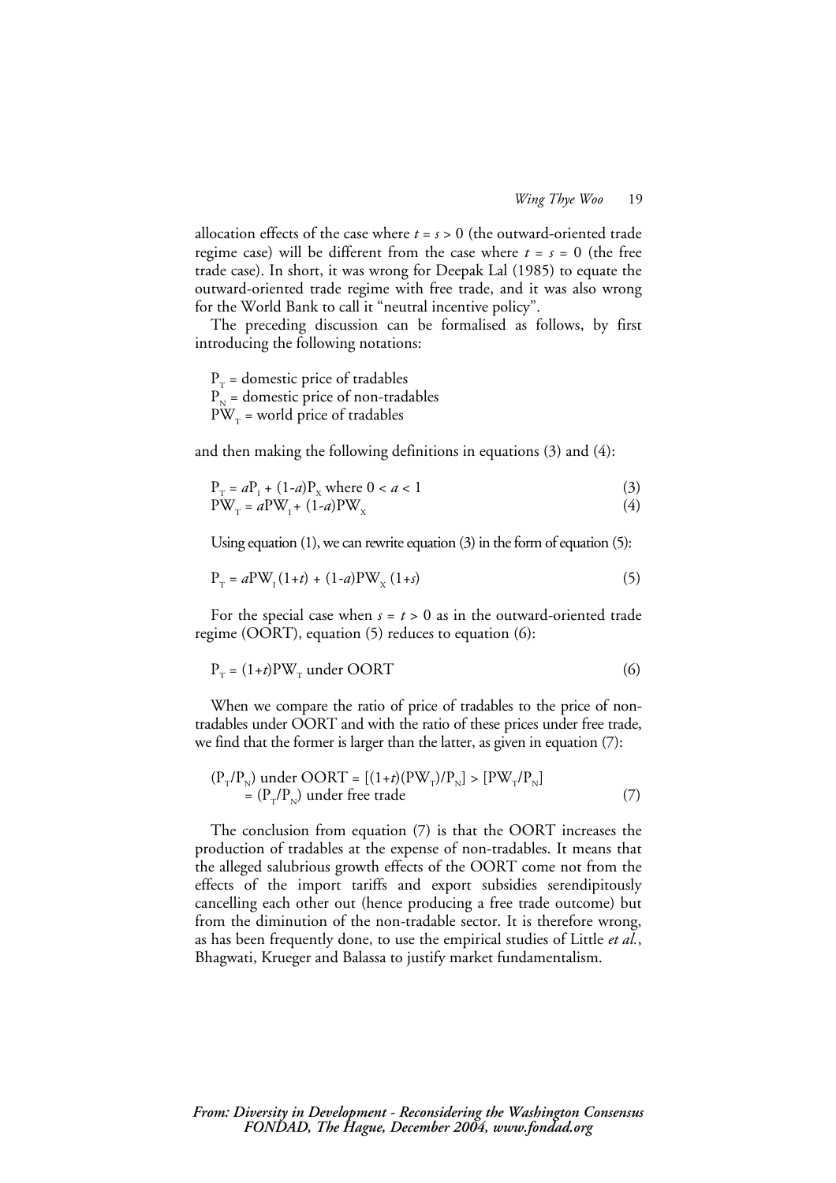allocation effects of the case where $t = s > 0$ (the outward-oriented trade regime case) will be different from the case where $t = s = 0$ (the free trade case). In short, it was wrong for Deepak Lal (1985) to equate the outward-oriented trade regime with free trade, and it was also wrong for the World Bank to call it "neutral incentive policy".

The preceding discussion can be formalised as follows, by first introducing the following notations:

$P_T$ = domestic price of tradables
$P_N$ = domestic price of non-tradables
$PW_T$ = world price of tradables

and then making the following definitions in equations (3) and (4):

$$P_T = aP_I + (1\text{-}a)P_X \text{ where } 0 < a < 1 \tag{3}$$
$$PW_T = aPW_I + (1\text{-}a)PW_X \tag{4}$$

Using equation (1), we can rewrite equation (3) in the form of equation (5):

$$P_T = aPW_I(1+t) + (1\text{-}a)PW_X(1+s) \tag{5}$$

For the special case when $s = t > 0$ as in the outward-oriented trade regime (OORT), equation (5) reduces to equation (6):

$$P_T = (1+t)PW_T \text{ under OORT} \tag{6}$$

When we compare the ratio of price of tradables to the price of non-tradables under OORT and with the ratio of these prices under free trade, we find that the former is larger than the latter, as given in equation (7):

$$\begin{aligned}(P_T/P_N) \text{ under OORT} &= [(1+t)(PW_T)/P_N] > [PW_T/P_N] \\ &= (P_T/P_N) \text{ under free trade}\end{aligned} \tag{7}$$

The conclusion from equation (7) is that the OORT increases the production of tradables at the expense of non-tradables. It means that the alleged salubrious growth effects of the OORT come not from the effects of the import tariffs and export subsidies serendipitously cancelling each other out (hence producing a free trade outcome) but from the diminution of the non-tradable sector. It is therefore wrong, as has been frequently done, to use the empirical studies of Little *et al.*, Bhagwati, Krueger and Balassa to justify market fundamentalism.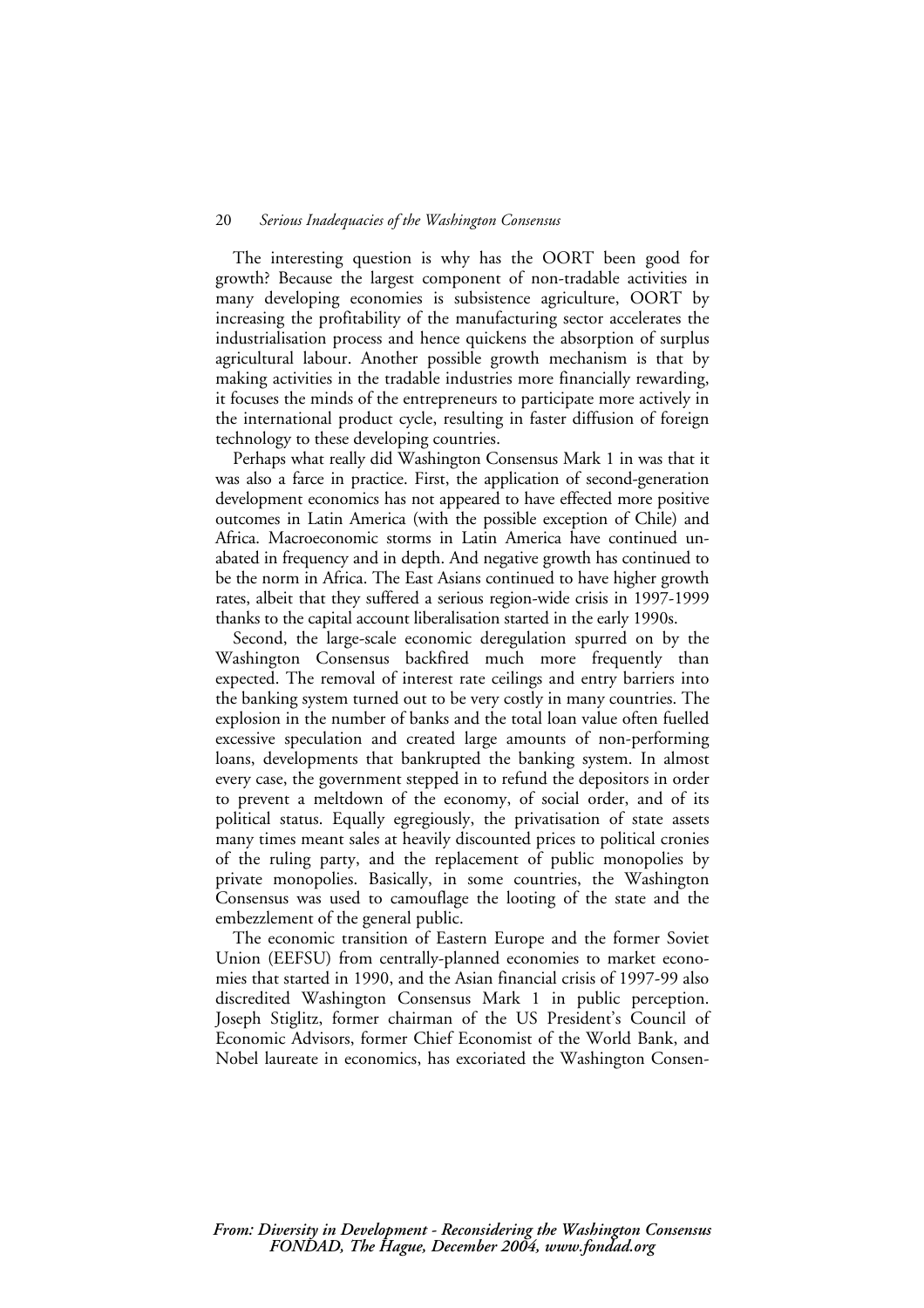The interesting question is why has the OORT been good for growth? Because the largest component of non-tradable activities in many developing economies is subsistence agriculture, OORT by increasing the profitability of the manufacturing sector accelerates the industrialisation process and hence quickens the absorption of surplus agricultural labour. Another possible growth mechanism is that by making activities in the tradable industries more financially rewarding, it focuses the minds of the entrepreneurs to participate more actively in the international product cycle, resulting in faster diffusion of foreign technology to these developing countries.

Perhaps what really did Washington Consensus Mark 1 in was that it was also a farce in practice. First, the application of second-generation development economics has not appeared to have effected more positive outcomes in Latin America (with the possible exception of Chile) and Africa. Macroeconomic storms in Latin America have continued unabated in frequency and in depth. And negative growth has continued to be the norm in Africa. The East Asians continued to have higher growth rates, albeit that they suffered a serious region-wide crisis in 1997-1999 thanks to the capital account liberalisation started in the early 1990s.

Second, the large-scale economic deregulation spurred on by the Washington Consensus backfired much more frequently than expected. The removal of interest rate ceilings and entry barriers into the banking system turned out to be very costly in many countries. The explosion in the number of banks and the total loan value often fuelled excessive speculation and created large amounts of non-performing loans, developments that bankrupted the banking system. In almost every case, the government stepped in to refund the depositors in order to prevent a meltdown of the economy, of social order, and of its political status. Equally egregiously, the privatisation of state assets many times meant sales at heavily discounted prices to political cronies of the ruling party, and the replacement of public monopolies by private monopolies. Basically, in some countries, the Washington Consensus was used to camouflage the looting of the state and the embezzlement of the general public.

The economic transition of Eastern Europe and the former Soviet Union (EEFSU) from centrally-planned economies to market economies that started in 1990, and the Asian financial crisis of 1997-99 also discredited Washington Consensus Mark 1 in public perception. Joseph Stiglitz, former chairman of the US President's Council of Economic Advisors, former Chief Economist of the World Bank, and Nobel laureate in economics, has excoriated the Washington Consen-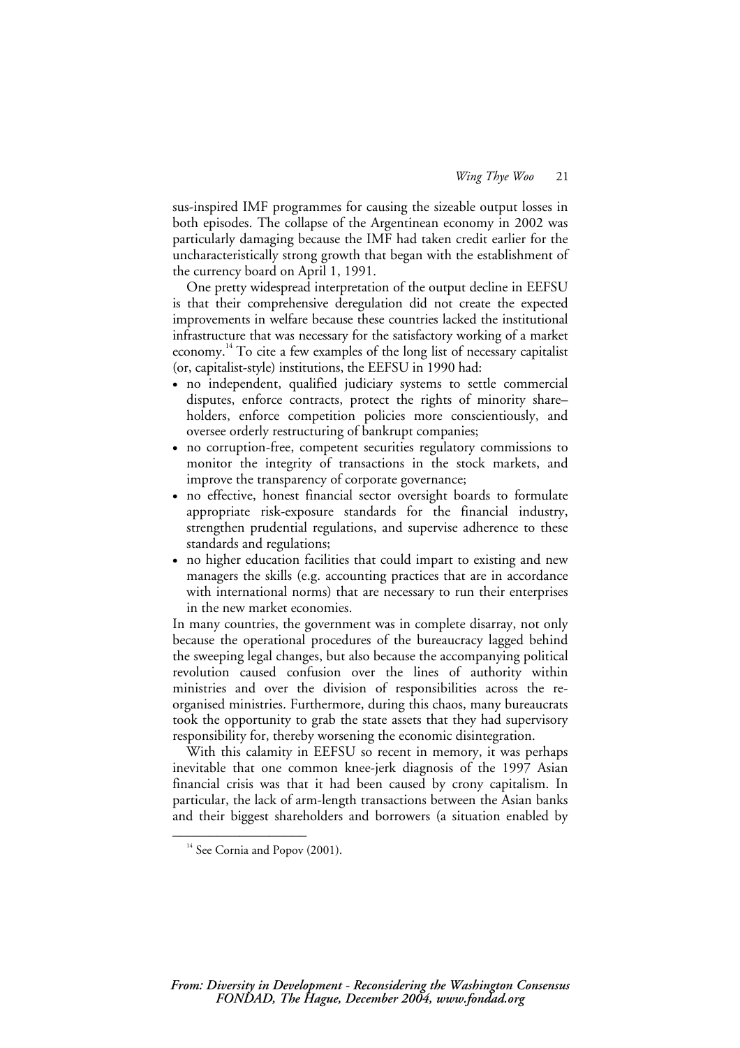sus-inspired IMF programmes for causing the sizeable output losses in both episodes. The collapse of the Argentinean economy in 2002 was particularly damaging because the IMF had taken credit earlier for the uncharacteristically strong growth that began with the establishment of the currency board on April 1, 1991.

One pretty widespread interpretation of the output decline in EEFSU is that their comprehensive deregulation did not create the expected improvements in welfare because these countries lacked the institutional infrastructure that was necessary for the satisfactory working of a market economy.[14] To cite a few examples of the long list of necessary capitalist (or, capitalist-style) institutions, the EEFSU in 1990 had:

- no independent, qualified judiciary systems to settle commercial disputes, enforce contracts, protect the rights of minority share–holders, enforce competition policies more conscientiously, and oversee orderly restructuring of bankrupt companies;
- no corruption-free, competent securities regulatory commissions to monitor the integrity of transactions in the stock markets, and improve the transparency of corporate governance;
- no effective, honest financial sector oversight boards to formulate appropriate risk-exposure standards for the financial industry, strengthen prudential regulations, and supervise adherence to these standards and regulations;
- no higher education facilities that could impart to existing and new managers the skills (e.g. accounting practices that are in accordance with international norms) that are necessary to run their enterprises in the new market economies.

In many countries, the government was in complete disarray, not only because the operational procedures of the bureaucracy lagged behind the sweeping legal changes, but also because the accompanying political revolution caused confusion over the lines of authority within ministries and over the division of responsibilities across the re-organised ministries. Furthermore, during this chaos, many bureaucrats took the opportunity to grab the state assets that they had supervisory responsibility for, thereby worsening the economic disintegration.

With this calamity in EEFSU so recent in memory, it was perhaps inevitable that one common knee-jerk diagnosis of the 1997 Asian financial crisis was that it had been caused by crony capitalism. In particular, the lack of arm-length transactions between the Asian banks and their biggest shareholders and borrowers (a situation enabled by

---

[14] See Cornia and Popov (2001).

*From: Diversity in Development - Reconsidering the Washington Consensus FONDAD, The Hague, December 2004, www.fondad.org*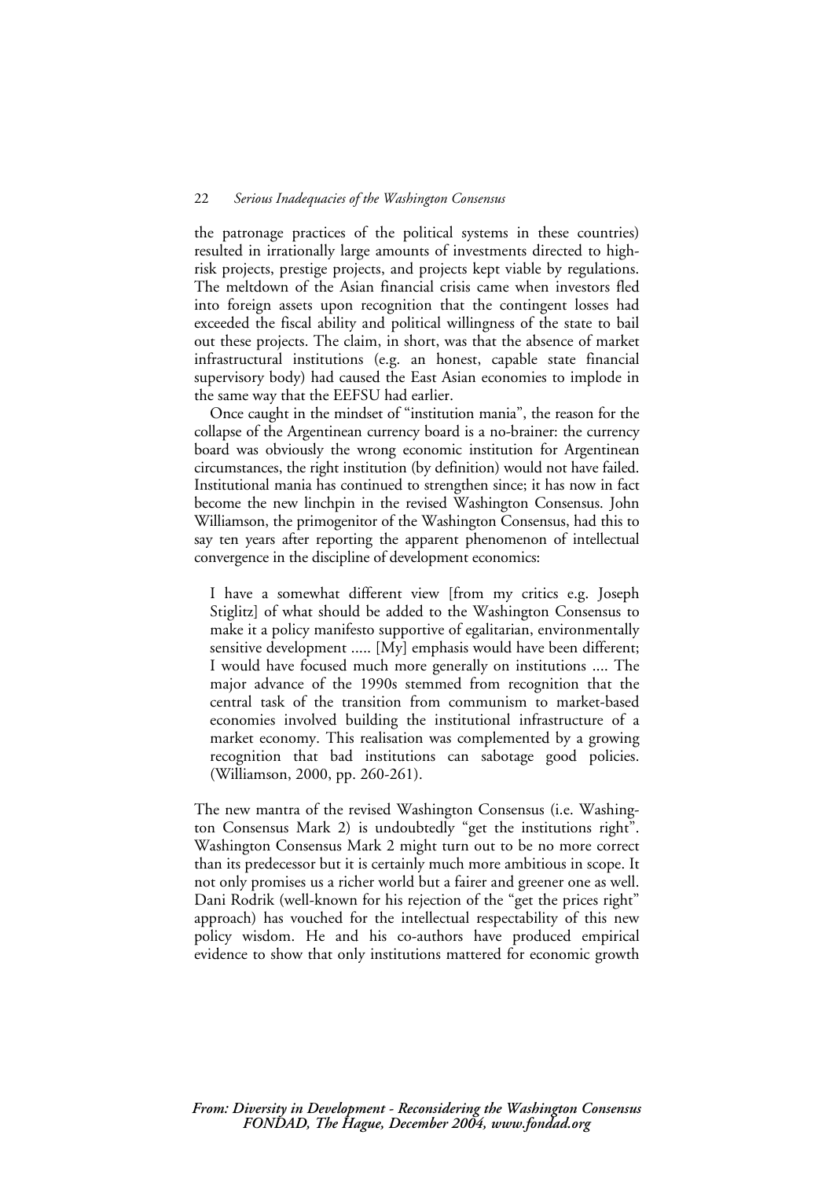the patronage practices of the political systems in these countries) resulted in irrationally large amounts of investments directed to high-risk projects, prestige projects, and projects kept viable by regulations. The meltdown of the Asian financial crisis came when investors fled into foreign assets upon recognition that the contingent losses had exceeded the fiscal ability and political willingness of the state to bail out these projects. The claim, in short, was that the absence of market infrastructural institutions (e.g. an honest, capable state financial supervisory body) had caused the East Asian economies to implode in the same way that the EEFSU had earlier.

Once caught in the mindset of "institution mania", the reason for the collapse of the Argentinean currency board is a no-brainer: the currency board was obviously the wrong economic institution for Argentinean circumstances, the right institution (by definition) would not have failed. Institutional mania has continued to strengthen since; it has now in fact become the new linchpin in the revised Washington Consensus. John Williamson, the primogenitor of the Washington Consensus, had this to say ten years after reporting the apparent phenomenon of intellectual convergence in the discipline of development economics:

> I have a somewhat different view [from my critics e.g. Joseph Stiglitz] of what should be added to the Washington Consensus to make it a policy manifesto supportive of egalitarian, environmentally sensitive development ..... [My] emphasis would have been different; I would have focused much more generally on institutions .... The major advance of the 1990s stemmed from recognition that the central task of the transition from communism to market-based economies involved building the institutional infrastructure of a market economy. This realisation was complemented by a growing recognition that bad institutions can sabotage good policies. (Williamson, 2000, pp. 260-261).

The new mantra of the revised Washington Consensus (i.e. Washington Consensus Mark 2) is undoubtedly "get the institutions right". Washington Consensus Mark 2 might turn out to be no more correct than its predecessor but it is certainly much more ambitious in scope. It not only promises us a richer world but a fairer and greener one as well. Dani Rodrik (well-known for his rejection of the "get the prices right" approach) has vouched for the intellectual respectability of this new policy wisdom. He and his co-authors have produced empirical evidence to show that only institutions mattered for economic growth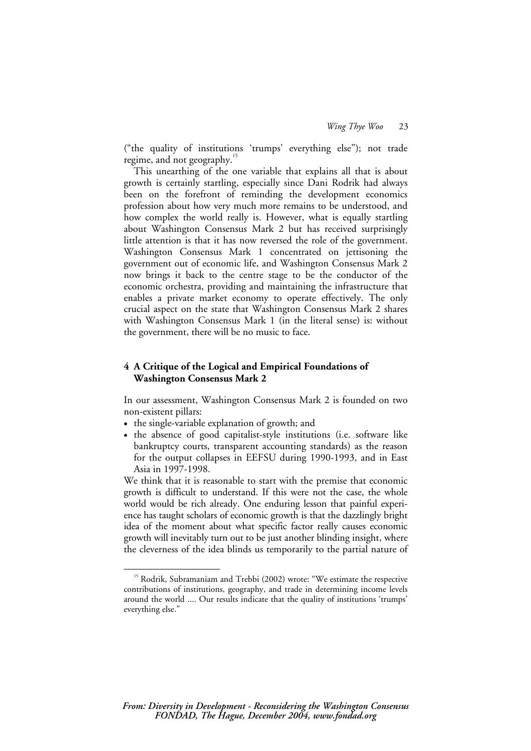("the quality of institutions 'trumps' everything else"); not trade regime, and not geography.[15]

This unearthing of the one variable that explains all that is about growth is certainly startling, especially since Dani Rodrik had always been on the forefront of reminding the development economics profession about how very much more remains to be understood, and how complex the world really is. However, what is equally startling about Washington Consensus Mark 2 but has received surprisingly little attention is that it has now reversed the role of the government. Washington Consensus Mark 1 concentrated on jettisoning the government out of economic life, and Washington Consensus Mark 2 now brings it back to the centre stage to be the conductor of the economic orchestra, providing and maintaining the infrastructure that enables a private market economy to operate effectively. The only crucial aspect on the state that Washington Consensus Mark 2 shares with Washington Consensus Mark 1 (in the literal sense) is: without the government, there will be no music to face.

## 4 A Critique of the Logical and Empirical Foundations of Washington Consensus Mark 2

In our assessment, Washington Consensus Mark 2 is founded on two non-existent pillars:

- the single-variable explanation of growth; and
- the absence of good capitalist-style institutions (i.e. software like bankruptcy courts, transparent accounting standards) as the reason for the output collapses in EEFSU during 1990-1993, and in East Asia in 1997-1998.

We think that it is reasonable to start with the premise that economic growth is difficult to understand. If this were not the case, the whole world would be rich already. One enduring lesson that painful experience has taught scholars of economic growth is that the dazzlingly bright idea of the moment about what specific factor really causes economic growth will inevitably turn out to be just another blinding insight, where the cleverness of the idea blinds us temporarily to the partial nature of

[15] Rodrik, Subramaniam and Trebbi (2002) wrote: "We estimate the respective contributions of institutions, geography, and trade in determining income levels around the world .... Our results indicate that the quality of institutions 'trumps' everything else."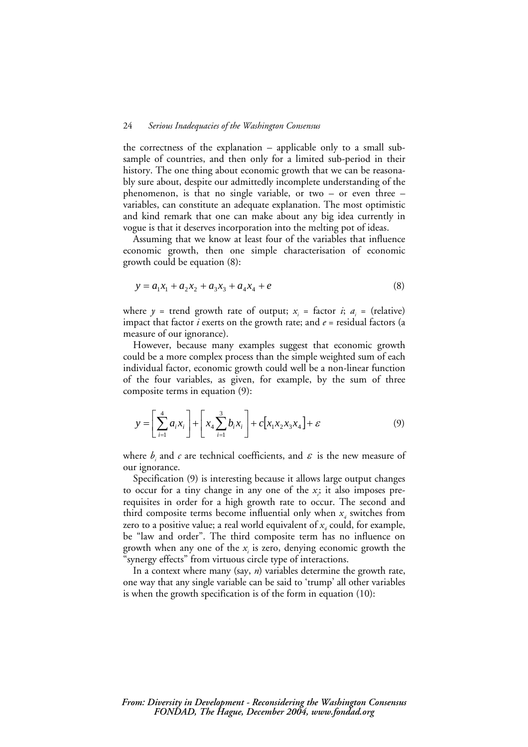the correctness of the explanation – applicable only to a small sub-sample of countries, and then only for a limited sub-period in their history. The one thing about economic growth that we can be reasonably sure about, despite our admittedly incomplete understanding of the phenomenon, is that no single variable, or two – or even three – variables, can constitute an adequate explanation. The most optimistic and kind remark that one can make about any big idea currently in vogue is that it deserves incorporation into the melting pot of ideas.

Assuming that we know at least four of the variables that influence economic growth, then one simple characterisation of economic growth could be equation (8):

$$y = a_1 x_1 + a_2 x_2 + a_3 x_3 + a_4 x_4 + e \tag{8}$$

where $y$ = trend growth rate of output; $x_i$ = factor $i$; $a_i$ = (relative) impact that factor $i$ exerts on the growth rate; and $e$ = residual factors (a measure of our ignorance).

However, because many examples suggest that economic growth could be a more complex process than the simple weighted sum of each individual factor, economic growth could well be a non-linear function of the four variables, as given, for example, by the sum of three composite terms in equation (9):

$$y = \left[ \sum_{i=1}^{4} a_i x_i \right] + \left[ x_4 \sum_{i=1}^{3} b_i x_i \right] + c\left[ x_1 x_2 x_3 x_4 \right] + \varepsilon \tag{9}$$

where $b_i$ and $c$ are technical coefficients, and $\varepsilon$ is the new measure of our ignorance.

Specification (9) is interesting because it allows large output changes to occur for a tiny change in any one of the $x_i$; it also imposes prerequisites in order for a high growth rate to occur. The second and third composite terms become influential only when $x_4$ switches from zero to a positive value; a real world equivalent of $x_4$ could, for example, be "law and order". The third composite term has no influence on growth when any one of the $x_i$ is zero, denying economic growth the "synergy effects" from virtuous circle type of interactions.

In a context where many (say, $n$) variables determine the growth rate, one way that any single variable can be said to 'trump' all other variables is when the growth specification is of the form in equation (10):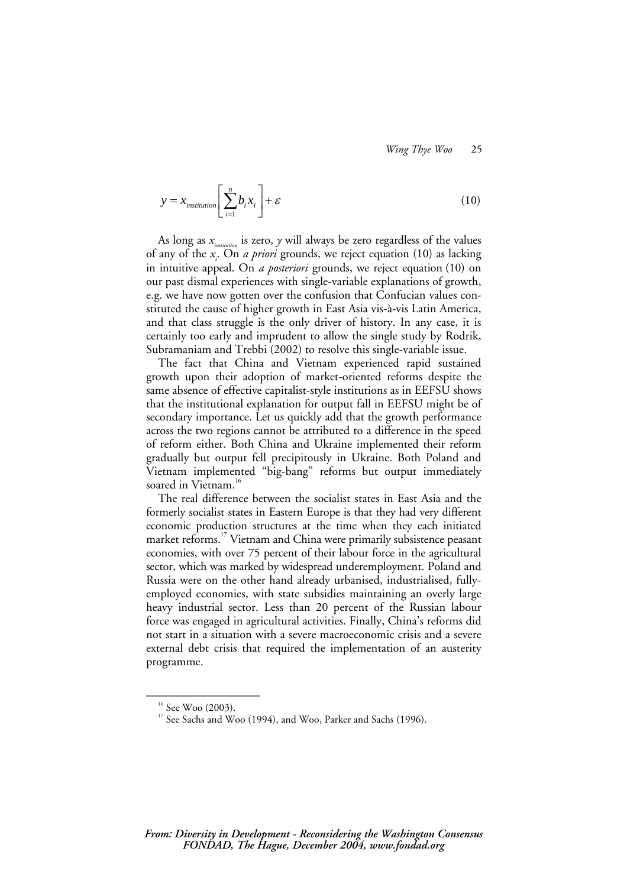$$y = x_{institution}\left[\sum_{i=1}^{n} b_i x_i\right] + \varepsilon \tag{10}$$

As long as $x_{institution}$ is zero, *y* will always be zero regardless of the values of any of the $x_i$. On *a priori* grounds, we reject equation (10) as lacking in intuitive appeal. On *a posteriori* grounds, we reject equation (10) on our past dismal experiences with single-variable explanations of growth, e.g. we have now gotten over the confusion that Confucian values constituted the cause of higher growth in East Asia vis-à-vis Latin America, and that class struggle is the only driver of history. In any case, it is certainly too early and imprudent to allow the single study by Rodrik, Subramaniam and Trebbi (2002) to resolve this single-variable issue.

The fact that China and Vietnam experienced rapid sustained growth upon their adoption of market-oriented reforms despite the same absence of effective capitalist-style institutions as in EEFSU shows that the institutional explanation for output fall in EEFSU might be of secondary importance. Let us quickly add that the growth performance across the two regions cannot be attributed to a difference in the speed of reform either. Both China and Ukraine implemented their reform gradually but output fell precipitously in Ukraine. Both Poland and Vietnam implemented "big-bang" reforms but output immediately soared in Vietnam.[16]

The real difference between the socialist states in East Asia and the formerly socialist states in Eastern Europe is that they had very different economic production structures at the time when they each initiated market reforms.[17] Vietnam and China were primarily subsistence peasant economies, with over 75 percent of their labour force in the agricultural sector, which was marked by widespread underemployment. Poland and Russia were on the other hand already urbanised, industrialised, fully-employed economies, with state subsidies maintaining an overly large heavy industrial sector. Less than 20 percent of the Russian labour force was engaged in agricultural activities. Finally, China's reforms did not start in a situation with a severe macroeconomic crisis and a severe external debt crisis that required the implementation of an austerity programme.

---

[16] See Woo (2003).

[17] See Sachs and Woo (1994), and Woo, Parker and Sachs (1996).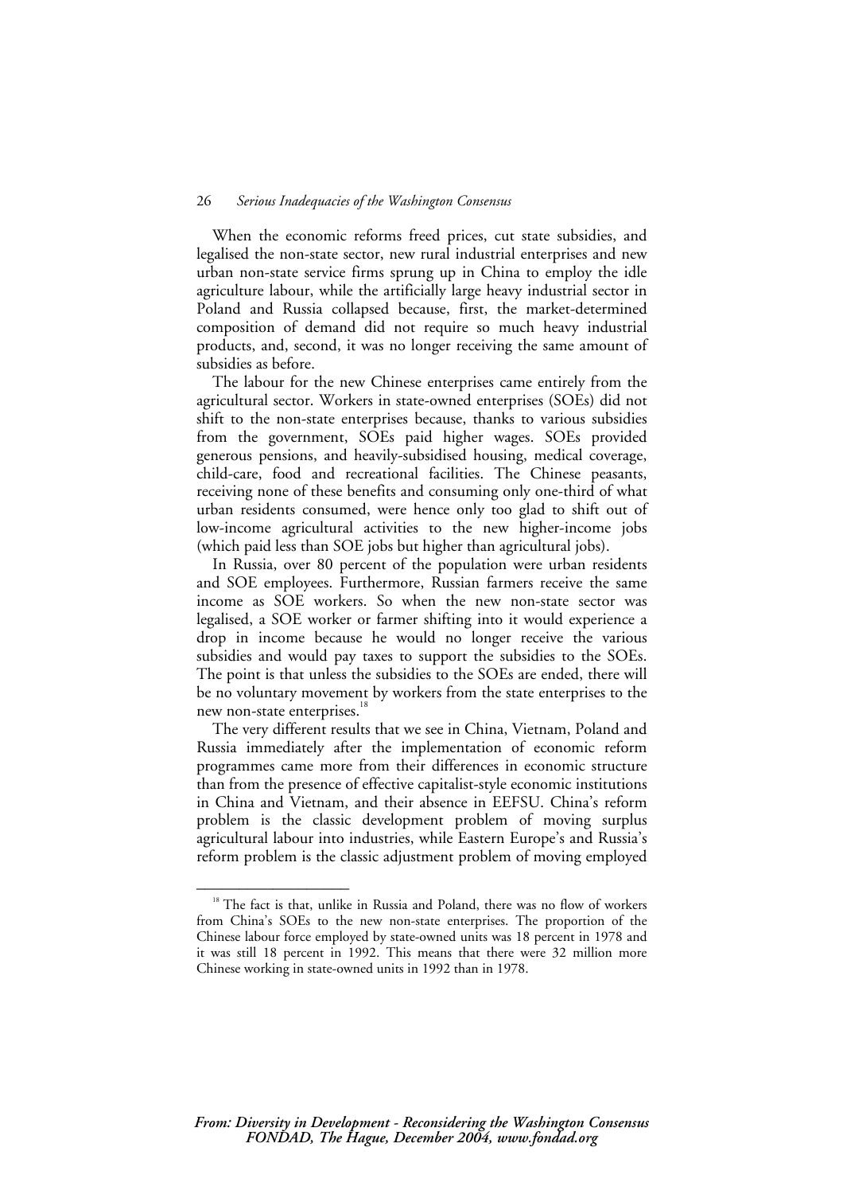When the economic reforms freed prices, cut state subsidies, and legalised the non-state sector, new rural industrial enterprises and new urban non-state service firms sprung up in China to employ the idle agriculture labour, while the artificially large heavy industrial sector in Poland and Russia collapsed because, first, the market-determined composition of demand did not require so much heavy industrial products, and, second, it was no longer receiving the same amount of subsidies as before.

The labour for the new Chinese enterprises came entirely from the agricultural sector. Workers in state-owned enterprises (SOEs) did not shift to the non-state enterprises because, thanks to various subsidies from the government, SOEs paid higher wages. SOEs provided generous pensions, and heavily-subsidised housing, medical coverage, child-care, food and recreational facilities. The Chinese peasants, receiving none of these benefits and consuming only one-third of what urban residents consumed, were hence only too glad to shift out of low-income agricultural activities to the new higher-income jobs (which paid less than SOE jobs but higher than agricultural jobs).

In Russia, over 80 percent of the population were urban residents and SOE employees. Furthermore, Russian farmers receive the same income as SOE workers. So when the new non-state sector was legalised, a SOE worker or farmer shifting into it would experience a drop in income because he would no longer receive the various subsidies and would pay taxes to support the subsidies to the SOEs. The point is that unless the subsidies to the SOEs are ended, there will be no voluntary movement by workers from the state enterprises to the new non-state enterprises.[18]

The very different results that we see in China, Vietnam, Poland and Russia immediately after the implementation of economic reform programmes came more from their differences in economic structure than from the presence of effective capitalist-style economic institutions in China and Vietnam, and their absence in EEFSU. China's reform problem is the classic development problem of moving surplus agricultural labour into industries, while Eastern Europe's and Russia's reform problem is the classic adjustment problem of moving employed

---

[18] The fact is that, unlike in Russia and Poland, there was no flow of workers from China's SOEs to the new non-state enterprises. The proportion of the Chinese labour force employed by state-owned units was 18 percent in 1978 and it was still 18 percent in 1992. This means that there were 32 million more Chinese working in state-owned units in 1992 than in 1978.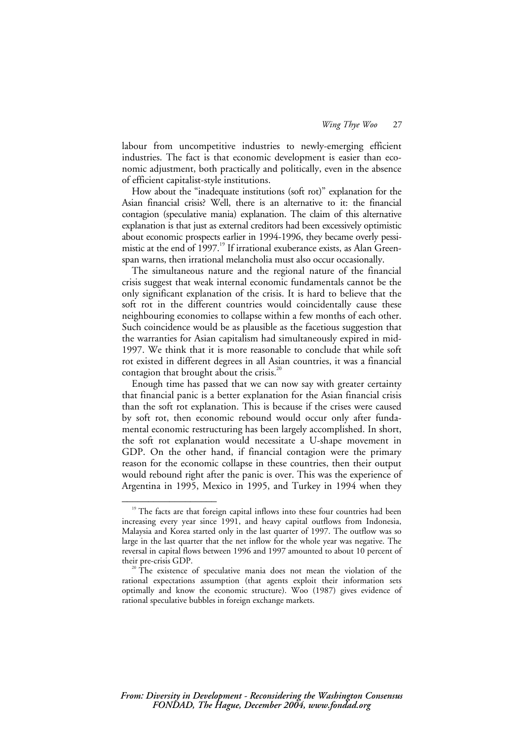labour from uncompetitive industries to newly-emerging efficient industries. The fact is that economic development is easier than economic adjustment, both practically and politically, even in the absence of efficient capitalist-style institutions.

How about the "inadequate institutions (soft rot)" explanation for the Asian financial crisis? Well, there is an alternative to it: the financial contagion (speculative mania) explanation. The claim of this alternative explanation is that just as external creditors had been excessively optimistic about economic prospects earlier in 1994-1996, they became overly pessimistic at the end of 1997.[19] If irrational exuberance exists, as Alan Greenspan warns, then irrational melancholia must also occur occasionally.

The simultaneous nature and the regional nature of the financial crisis suggest that weak internal economic fundamentals cannot be the only significant explanation of the crisis. It is hard to believe that the soft rot in the different countries would coincidentally cause these neighbouring economies to collapse within a few months of each other. Such coincidence would be as plausible as the facetious suggestion that the warranties for Asian capitalism had simultaneously expired in mid-1997. We think that it is more reasonable to conclude that while soft rot existed in different degrees in all Asian countries, it was a financial contagion that brought about the crisis.[20]

Enough time has passed that we can now say with greater certainty that financial panic is a better explanation for the Asian financial crisis than the soft rot explanation. This is because if the crises were caused by soft rot, then economic rebound would occur only after fundamental economic restructuring has been largely accomplished. In short, the soft rot explanation would necessitate a U-shape movement in GDP. On the other hand, if financial contagion were the primary reason for the economic collapse in these countries, then their output would rebound right after the panic is over. This was the experience of Argentina in 1995, Mexico in 1995, and Turkey in 1994 when they

---

[19] The facts are that foreign capital inflows into these four countries had been increasing every year since 1991, and heavy capital outflows from Indonesia, Malaysia and Korea started only in the last quarter of 1997. The outflow was so large in the last quarter that the net inflow for the whole year was negative. The reversal in capital flows between 1996 and 1997 amounted to about 10 percent of their pre-crisis GDP.

[20] The existence of speculative mania does not mean the violation of the rational expectations assumption (that agents exploit their information sets optimally and know the economic structure). Woo (1987) gives evidence of rational speculative bubbles in foreign exchange markets.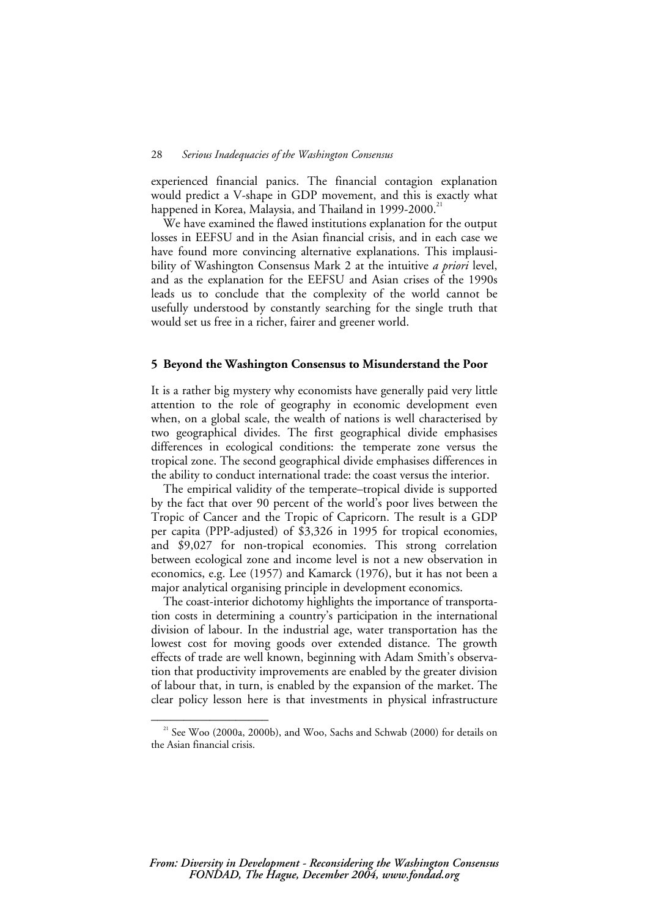experienced financial panics. The financial contagion explanation would predict a V-shape in GDP movement, and this is exactly what happened in Korea, Malaysia, and Thailand in 1999-2000.[21]

We have examined the flawed institutions explanation for the output losses in EEFSU and in the Asian financial crisis, and in each case we have found more convincing alternative explanations. This implausibility of Washington Consensus Mark 2 at the intuitive *a priori* level, and as the explanation for the EEFSU and Asian crises of the 1990s leads us to conclude that the complexity of the world cannot be usefully understood by constantly searching for the single truth that would set us free in a richer, fairer and greener world.

## 5 Beyond the Washington Consensus to Misunderstand the Poor

It is a rather big mystery why economists have generally paid very little attention to the role of geography in economic development even when, on a global scale, the wealth of nations is well characterised by two geographical divides. The first geographical divide emphasises differences in ecological conditions: the temperate zone versus the tropical zone. The second geographical divide emphasises differences in the ability to conduct international trade: the coast versus the interior.

The empirical validity of the temperate–tropical divide is supported by the fact that over 90 percent of the world's poor lives between the Tropic of Cancer and the Tropic of Capricorn. The result is a GDP per capita (PPP-adjusted) of $3,326 in 1995 for tropical economies, and $9,027 for non-tropical economies. This strong correlation between ecological zone and income level is not a new observation in economics, e.g. Lee (1957) and Kamarck (1976), but it has not been a major analytical organising principle in development economics.

The coast-interior dichotomy highlights the importance of transportation costs in determining a country's participation in the international division of labour. In the industrial age, water transportation has the lowest cost for moving goods over extended distance. The growth effects of trade are well known, beginning with Adam Smith's observation that productivity improvements are enabled by the greater division of labour that, in turn, is enabled by the expansion of the market. The clear policy lesson here is that investments in physical infrastructure

---

[21] See Woo (2000a, 2000b), and Woo, Sachs and Schwab (2000) for details on the Asian financial crisis.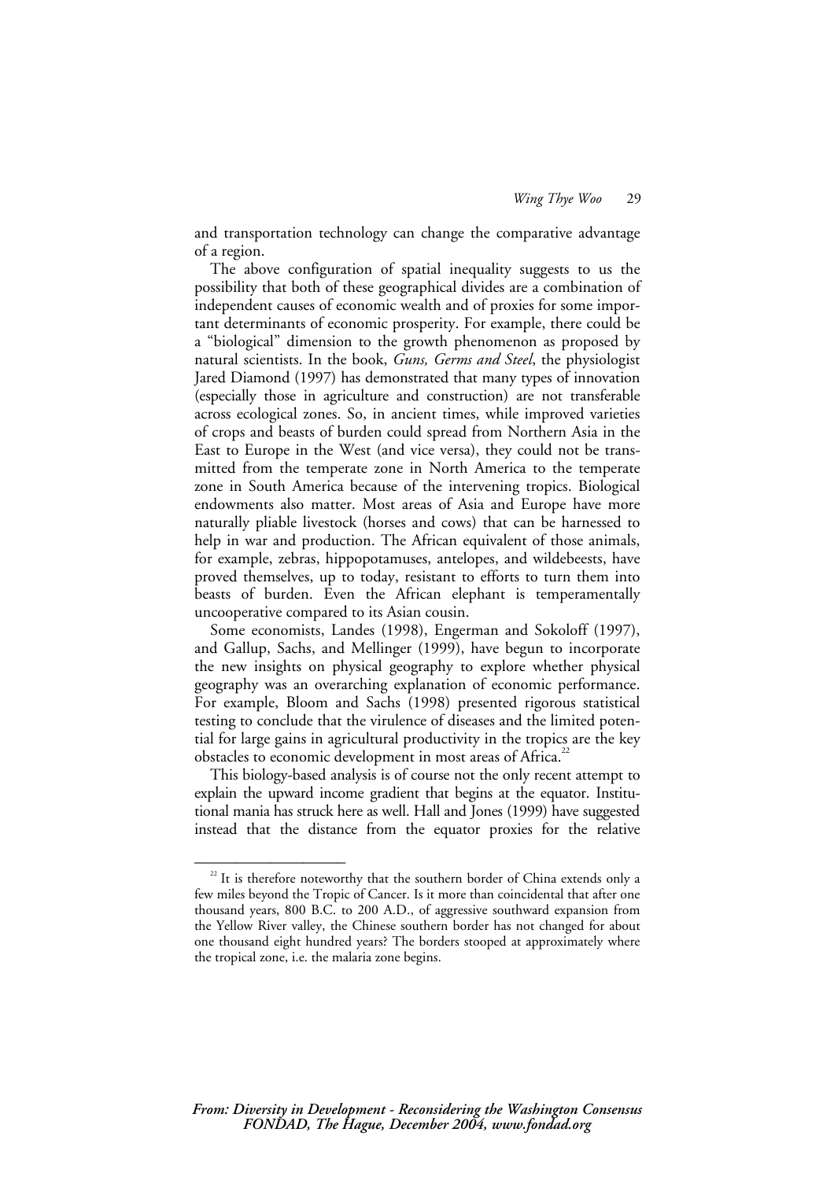and transportation technology can change the comparative advantage of a region.

The above configuration of spatial inequality suggests to us the possibility that both of these geographical divides are a combination of independent causes of economic wealth and of proxies for some important determinants of economic prosperity. For example, there could be a "biological" dimension to the growth phenomenon as proposed by natural scientists. In the book, *Guns, Germs and Steel*, the physiologist Jared Diamond (1997) has demonstrated that many types of innovation (especially those in agriculture and construction) are not transferable across ecological zones. So, in ancient times, while improved varieties of crops and beasts of burden could spread from Northern Asia in the East to Europe in the West (and vice versa), they could not be transmitted from the temperate zone in North America to the temperate zone in South America because of the intervening tropics. Biological endowments also matter. Most areas of Asia and Europe have more naturally pliable livestock (horses and cows) that can be harnessed to help in war and production. The African equivalent of those animals, for example, zebras, hippopotamuses, antelopes, and wildebeests, have proved themselves, up to today, resistant to efforts to turn them into beasts of burden. Even the African elephant is temperamentally uncooperative compared to its Asian cousin.

Some economists, Landes (1998), Engerman and Sokoloff (1997), and Gallup, Sachs, and Mellinger (1999), have begun to incorporate the new insights on physical geography to explore whether physical geography was an overarching explanation of economic performance. For example, Bloom and Sachs (1998) presented rigorous statistical testing to conclude that the virulence of diseases and the limited potential for large gains in agricultural productivity in the tropics are the key obstacles to economic development in most areas of Africa.[22]

This biology-based analysis is of course not the only recent attempt to explain the upward income gradient that begins at the equator. Institutional mania has struck here as well. Hall and Jones (1999) have suggested instead that the distance from the equator proxies for the relative

---

[22] It is therefore noteworthy that the southern border of China extends only a few miles beyond the Tropic of Cancer. Is it more than coincidental that after one thousand years, 800 B.C. to 200 A.D., of aggressive southward expansion from the Yellow River valley, the Chinese southern border has not changed for about one thousand eight hundred years? The borders stooped at approximately where the tropical zone, i.e. the malaria zone begins.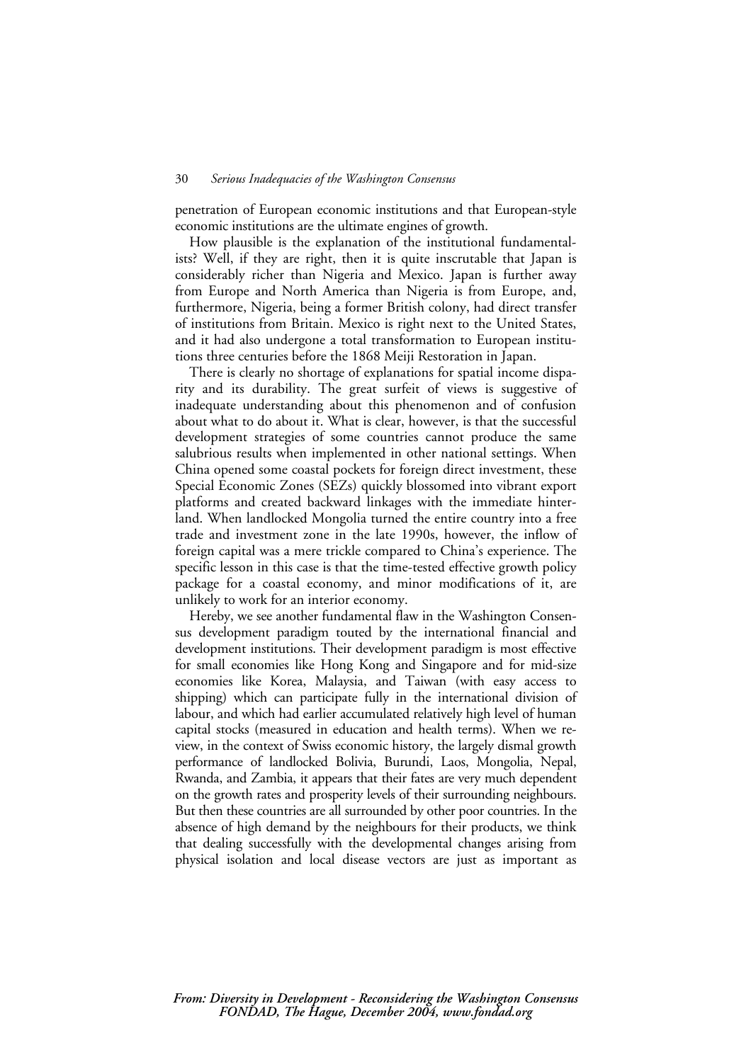penetration of European economic institutions and that European-style economic institutions are the ultimate engines of growth.

How plausible is the explanation of the institutional fundamentalists? Well, if they are right, then it is quite inscrutable that Japan is considerably richer than Nigeria and Mexico. Japan is further away from Europe and North America than Nigeria is from Europe, and, furthermore, Nigeria, being a former British colony, had direct transfer of institutions from Britain. Mexico is right next to the United States, and it had also undergone a total transformation to European institutions three centuries before the 1868 Meiji Restoration in Japan.

There is clearly no shortage of explanations for spatial income disparity and its durability. The great surfeit of views is suggestive of inadequate understanding about this phenomenon and of confusion about what to do about it. What is clear, however, is that the successful development strategies of some countries cannot produce the same salubrious results when implemented in other national settings. When China opened some coastal pockets for foreign direct investment, these Special Economic Zones (SEZs) quickly blossomed into vibrant export platforms and created backward linkages with the immediate hinterland. When landlocked Mongolia turned the entire country into a free trade and investment zone in the late 1990s, however, the inflow of foreign capital was a mere trickle compared to China's experience. The specific lesson in this case is that the time-tested effective growth policy package for a coastal economy, and minor modifications of it, are unlikely to work for an interior economy.

Hereby, we see another fundamental flaw in the Washington Consensus development paradigm touted by the international financial and development institutions. Their development paradigm is most effective for small economies like Hong Kong and Singapore and for mid-size economies like Korea, Malaysia, and Taiwan (with easy access to shipping) which can participate fully in the international division of labour, and which had earlier accumulated relatively high level of human capital stocks (measured in education and health terms). When we review, in the context of Swiss economic history, the largely dismal growth performance of landlocked Bolivia, Burundi, Laos, Mongolia, Nepal, Rwanda, and Zambia, it appears that their fates are very much dependent on the growth rates and prosperity levels of their surrounding neighbours. But then these countries are all surrounded by other poor countries. In the absence of high demand by the neighbours for their products, we think that dealing successfully with the developmental changes arising from physical isolation and local disease vectors are just as important as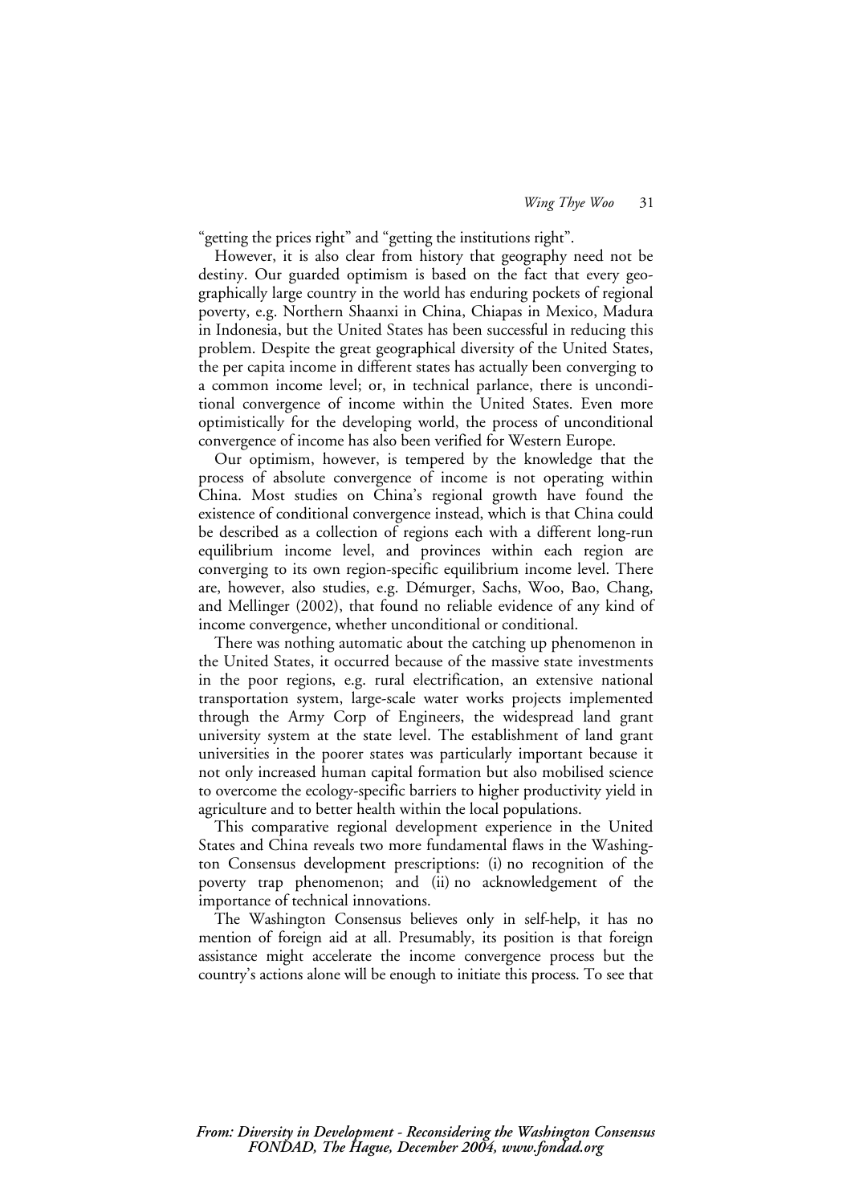"getting the prices right" and "getting the institutions right".

However, it is also clear from history that geography need not be destiny. Our guarded optimism is based on the fact that every geographically large country in the world has enduring pockets of regional poverty, e.g. Northern Shaanxi in China, Chiapas in Mexico, Madura in Indonesia, but the United States has been successful in reducing this problem. Despite the great geographical diversity of the United States, the per capita income in different states has actually been converging to a common income level; or, in technical parlance, there is unconditional convergence of income within the United States. Even more optimistically for the developing world, the process of unconditional convergence of income has also been verified for Western Europe.

Our optimism, however, is tempered by the knowledge that the process of absolute convergence of income is not operating within China. Most studies on China's regional growth have found the existence of conditional convergence instead, which is that China could be described as a collection of regions each with a different long-run equilibrium income level, and provinces within each region are converging to its own region-specific equilibrium income level. There are, however, also studies, e.g. Démurger, Sachs, Woo, Bao, Chang, and Mellinger (2002), that found no reliable evidence of any kind of income convergence, whether unconditional or conditional.

There was nothing automatic about the catching up phenomenon in the United States, it occurred because of the massive state investments in the poor regions, e.g. rural electrification, an extensive national transportation system, large-scale water works projects implemented through the Army Corp of Engineers, the widespread land grant university system at the state level. The establishment of land grant universities in the poorer states was particularly important because it not only increased human capital formation but also mobilised science to overcome the ecology-specific barriers to higher productivity yield in agriculture and to better health within the local populations.

This comparative regional development experience in the United States and China reveals two more fundamental flaws in the Washington Consensus development prescriptions: (i) no recognition of the poverty trap phenomenon; and (ii) no acknowledgement of the importance of technical innovations.

The Washington Consensus believes only in self-help, it has no mention of foreign aid at all. Presumably, its position is that foreign assistance might accelerate the income convergence process but the country's actions alone will be enough to initiate this process. To see that

*From: Diversity in Development - Reconsidering the Washington Consensus*
*FONDAD, The Hague, December 2004, www.fondad.org*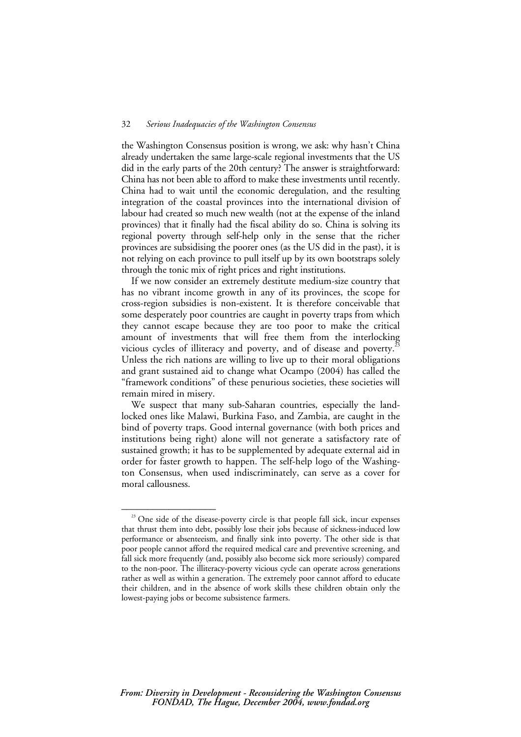the Washington Consensus position is wrong, we ask: why hasn't China already undertaken the same large-scale regional investments that the US did in the early parts of the 20th century? The answer is straightforward: China has not been able to afford to make these investments until recently. China had to wait until the economic deregulation, and the resulting integration of the coastal provinces into the international division of labour had created so much new wealth (not at the expense of the inland provinces) that it finally had the fiscal ability do so. China is solving its regional poverty through self-help only in the sense that the richer provinces are subsidising the poorer ones (as the US did in the past), it is not relying on each province to pull itself up by its own bootstraps solely through the tonic mix of right prices and right institutions.

If we now consider an extremely destitute medium-size country that has no vibrant income growth in any of its provinces, the scope for cross-region subsidies is non-existent. It is therefore conceivable that some desperately poor countries are caught in poverty traps from which they cannot escape because they are too poor to make the critical amount of investments that will free them from the interlocking vicious cycles of illiteracy and poverty, and of disease and poverty.[23] Unless the rich nations are willing to live up to their moral obligations and grant sustained aid to change what Ocampo (2004) has called the "framework conditions" of these penurious societies, these societies will remain mired in misery.

We suspect that many sub-Saharan countries, especially the land-locked ones like Malawi, Burkina Faso, and Zambia, are caught in the bind of poverty traps. Good internal governance (with both prices and institutions being right) alone will not generate a satisfactory rate of sustained growth; it has to be supplemented by adequate external aid in order for faster growth to happen. The self-help logo of the Washington Consensus, when used indiscriminately, can serve as a cover for moral callousness.

---

[23] One side of the disease-poverty circle is that people fall sick, incur expenses that thrust them into debt, possibly lose their jobs because of sickness-induced low performance or absenteeism, and finally sink into poverty. The other side is that poor people cannot afford the required medical care and preventive screening, and fall sick more frequently (and, possibly also become sick more seriously) compared to the non-poor. The illiteracy-poverty vicious cycle can operate across generations rather as well as within a generation. The extremely poor cannot afford to educate their children, and in the absence of work skills these children obtain only the lowest-paying jobs or become subsistence farmers.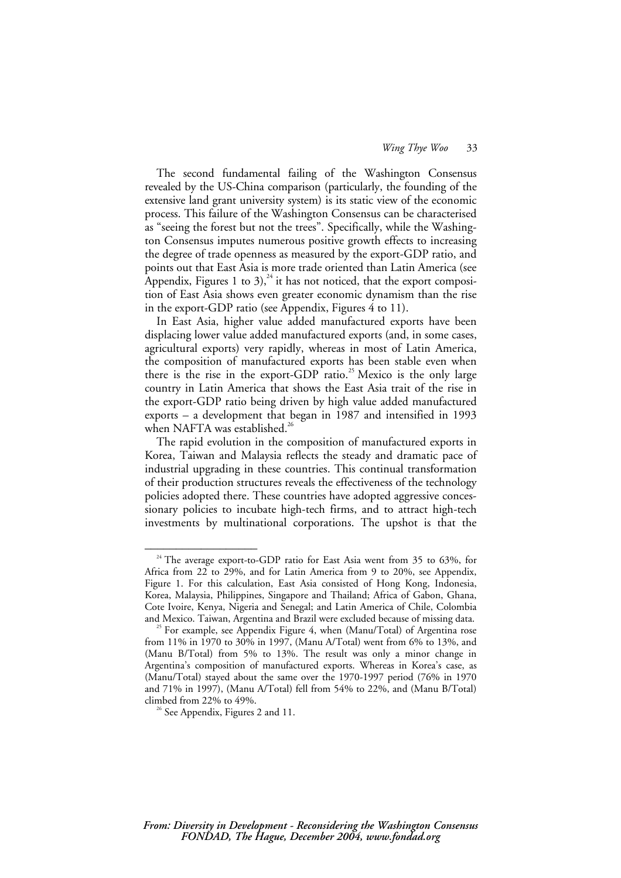The second fundamental failing of the Washington Consensus revealed by the US-China comparison (particularly, the founding of the extensive land grant university system) is its static view of the economic process. This failure of the Washington Consensus can be characterised as "seeing the forest but not the trees". Specifically, while the Washington Consensus imputes numerous positive growth effects to increasing the degree of trade openness as measured by the export-GDP ratio, and points out that East Asia is more trade oriented than Latin America (see Appendix, Figures 1 to 3),[24] it has not noticed, that the export composition of East Asia shows even greater economic dynamism than the rise in the export-GDP ratio (see Appendix, Figures 4 to 11).

In East Asia, higher value added manufactured exports have been displacing lower value added manufactured exports (and, in some cases, agricultural exports) very rapidly, whereas in most of Latin America, the composition of manufactured exports has been stable even when there is the rise in the export-GDP ratio.[25] Mexico is the only large country in Latin America that shows the East Asia trait of the rise in the export-GDP ratio being driven by high value added manufactured exports – a development that began in 1987 and intensified in 1993 when NAFTA was established.[26]

The rapid evolution in the composition of manufactured exports in Korea, Taiwan and Malaysia reflects the steady and dramatic pace of industrial upgrading in these countries. This continual transformation of their production structures reveals the effectiveness of the technology policies adopted there. These countries have adopted aggressive concessionary policies to incubate high-tech firms, and to attract high-tech investments by multinational corporations. The upshot is that the

---

[24] The average export-to-GDP ratio for East Asia went from 35 to 63%, for Africa from 22 to 29%, and for Latin America from 9 to 20%, see Appendix, Figure 1. For this calculation, East Asia consisted of Hong Kong, Indonesia, Korea, Malaysia, Philippines, Singapore and Thailand; Africa of Gabon, Ghana, Cote Ivoire, Kenya, Nigeria and Senegal; and Latin America of Chile, Colombia and Mexico. Taiwan, Argentina and Brazil were excluded because of missing data.

[25] For example, see Appendix Figure 4, when (Manu/Total) of Argentina rose from 11% in 1970 to 30% in 1997, (Manu A/Total) went from 6% to 13%, and (Manu B/Total) from 5% to 13%. The result was only a minor change in Argentina's composition of manufactured exports. Whereas in Korea's case, as (Manu/Total) stayed about the same over the 1970-1997 period (76% in 1970 and 71% in 1997), (Manu A/Total) fell from 54% to 22%, and (Manu B/Total) climbed from 22% to 49%.

[26] See Appendix, Figures 2 and 11.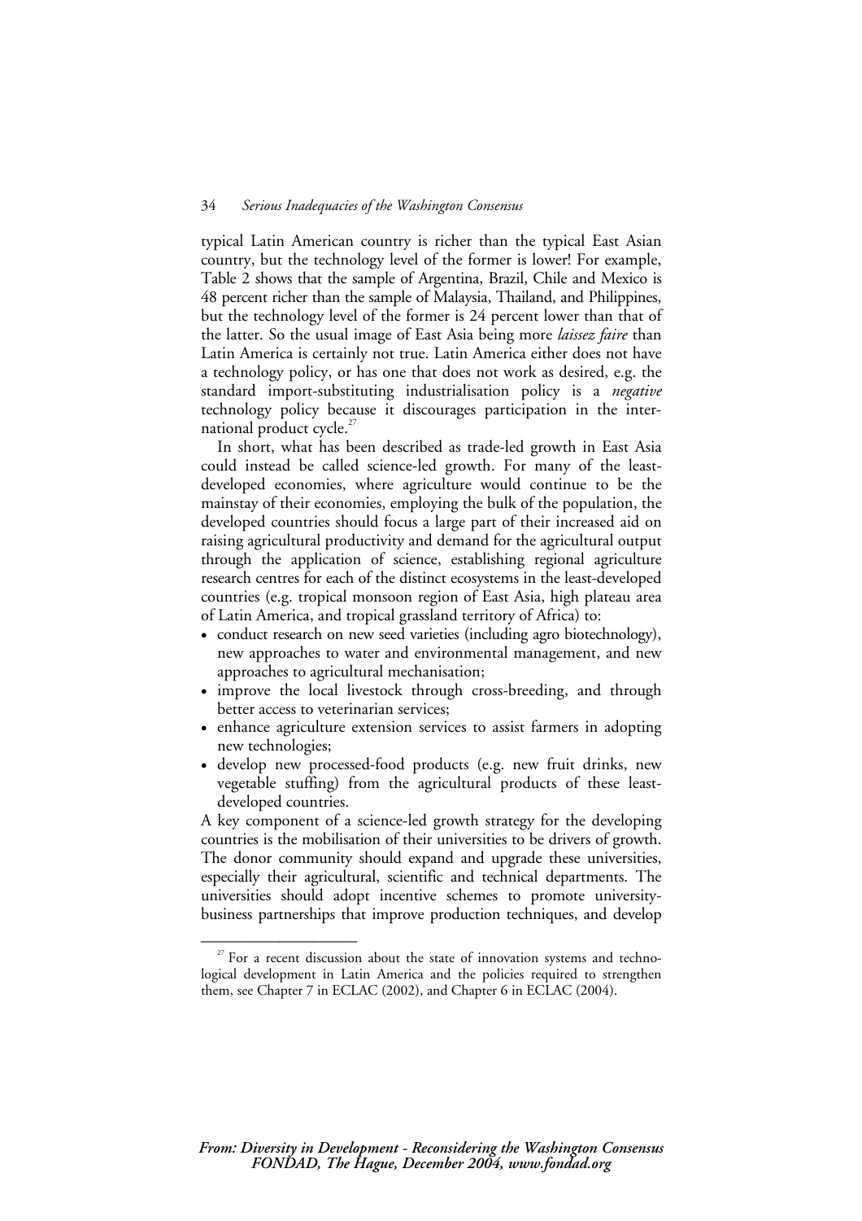typical Latin American country is richer than the typical East Asian country, but the technology level of the former is lower! For example, Table 2 shows that the sample of Argentina, Brazil, Chile and Mexico is 48 percent richer than the sample of Malaysia, Thailand, and Philippines, but the technology level of the former is 24 percent lower than that of the latter. So the usual image of East Asia being more *laissez faire* than Latin America is certainly not true. Latin America either does not have a technology policy, or has one that does not work as desired, e.g. the standard import-substituting industrialisation policy is a *negative* technology policy because it discourages participation in the international product cycle.[27]

In short, what has been described as trade-led growth in East Asia could instead be called science-led growth. For many of the least-developed economies, where agriculture would continue to be the mainstay of their economies, employing the bulk of the population, the developed countries should focus a large part of their increased aid on raising agricultural productivity and demand for the agricultural output through the application of science, establishing regional agriculture research centres for each of the distinct ecosystems in the least-developed countries (e.g. tropical monsoon region of East Asia, high plateau area of Latin America, and tropical grassland territory of Africa) to:

- conduct research on new seed varieties (including agro biotechnology), new approaches to water and environmental management, and new approaches to agricultural mechanisation;
- improve the local livestock through cross-breeding, and through better access to veterinarian services;
- enhance agriculture extension services to assist farmers in adopting new technologies;
- develop new processed-food products (e.g. new fruit drinks, new vegetable stuffing) from the agricultural products of these least-developed countries.

A key component of a science-led growth strategy for the developing countries is the mobilisation of their universities to be drivers of growth. The donor community should expand and upgrade these universities, especially their agricultural, scientific and technical departments. The universities should adopt incentive schemes to promote university-business partnerships that improve production techniques, and develop

[27] For a recent discussion about the state of innovation systems and technological development in Latin America and the policies required to strengthen them, see Chapter 7 in ECLAC (2002), and Chapter 6 in ECLAC (2004).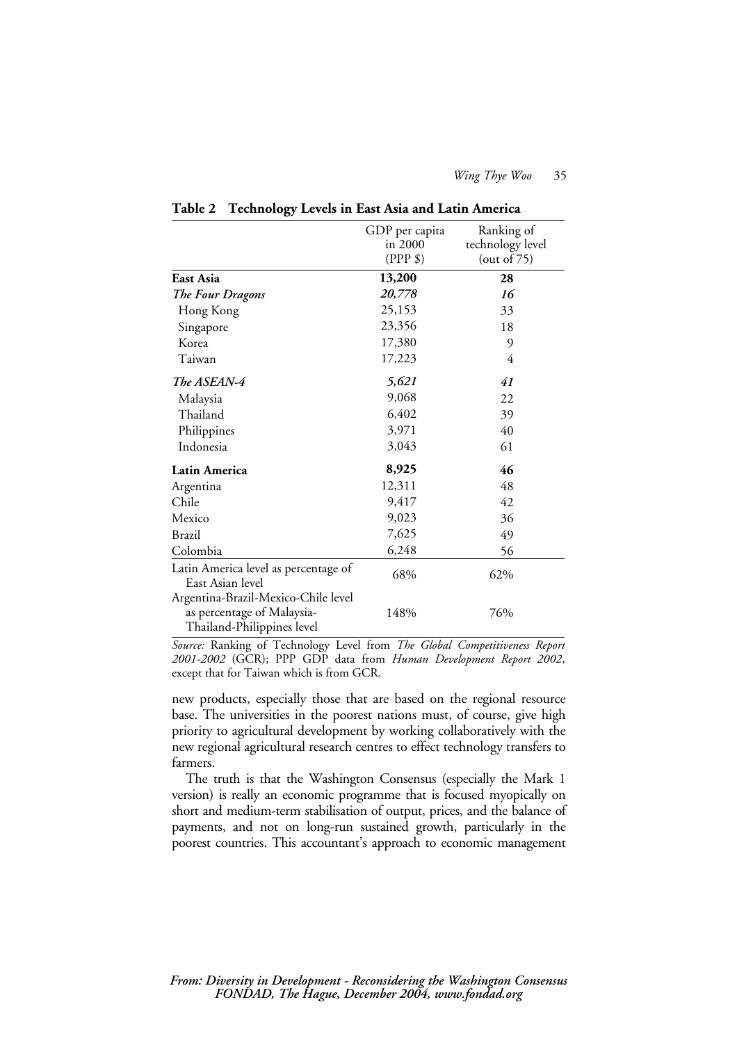**Table 2 Technology Levels in East Asia and Latin America**

| | GDP per capita in 2000 (PPP $) | Ranking of technology level (out of 75) |
|---|---|---|
| **East Asia** | **13,200** | **28** |
| ***The Four Dragons*** | ***20,778*** | ***16*** |
| Hong Kong | 25,153 | 33 |
| Singapore | 23,356 | 18 |
| Korea | 17,380 | 9 |
| Taiwan | 17,223 | 4 |
| ***The ASEAN-4*** | ***5,621*** | ***41*** |
| Malaysia | 9,068 | 22 |
| Thailand | 6,402 | 39 |
| Philippines | 3,971 | 40 |
| Indonesia | 3,043 | 61 |
| **Latin America** | **8,925** | **46** |
| Argentina | 12,311 | 48 |
| Chile | 9,417 | 42 |
| Mexico | 9,023 | 36 |
| Brazil | 7,625 | 49 |
| Colombia | 6,248 | 56 |
| Latin America level as percentage of East Asian level | 68% | 62% |
| Argentina-Brazil-Mexico-Chile level as percentage of Malaysia-Thailand-Philippines level | 148% | 76% |

*Source:* Ranking of Technology Level from *The Global Competitiveness Report 2001-2002* (GCR); PPP GDP data from *Human Development Report 2002*, except that for Taiwan which is from GCR.

new products, especially those that are based on the regional resource base. The universities in the poorest nations must, of course, give high priority to agricultural development by working collaboratively with the new regional agricultural research centres to effect technology transfers to farmers.

The truth is that the Washington Consensus (especially the Mark 1 version) is really an economic programme that is focused myopically on short and medium-term stabilisation of output, prices, and the balance of payments, and not on long-run sustained growth, particularly in the poorest countries. This accountant's approach to economic management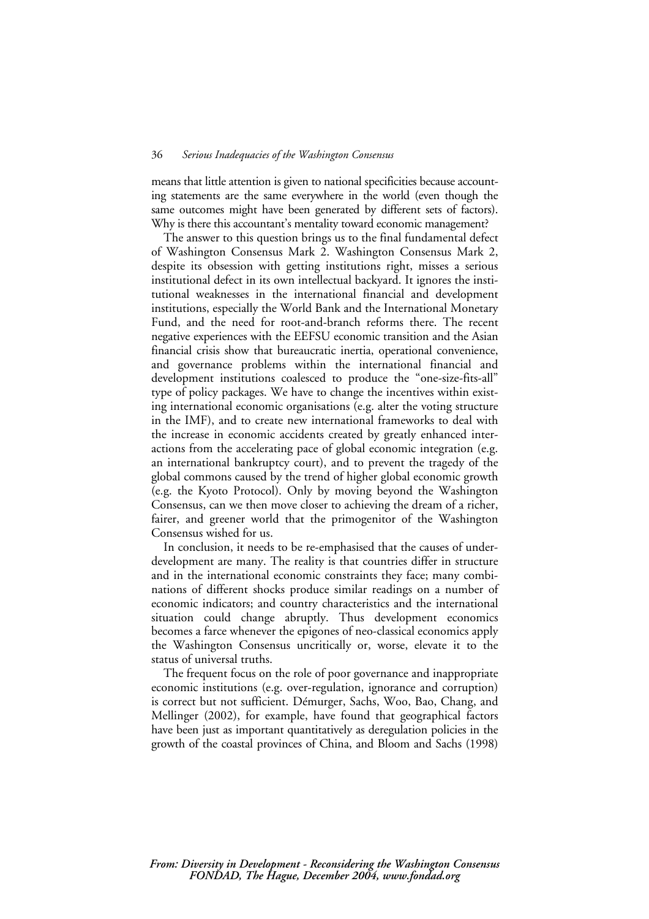means that little attention is given to national specificities because accounting statements are the same everywhere in the world (even though the same outcomes might have been generated by different sets of factors). Why is there this accountant's mentality toward economic management?

The answer to this question brings us to the final fundamental defect of Washington Consensus Mark 2. Washington Consensus Mark 2, despite its obsession with getting institutions right, misses a serious institutional defect in its own intellectual backyard. It ignores the institutional weaknesses in the international financial and development institutions, especially the World Bank and the International Monetary Fund, and the need for root-and-branch reforms there. The recent negative experiences with the EEFSU economic transition and the Asian financial crisis show that bureaucratic inertia, operational convenience, and governance problems within the international financial and development institutions coalesced to produce the "one-size-fits-all" type of policy packages. We have to change the incentives within existing international economic organisations (e.g. alter the voting structure in the IMF), and to create new international frameworks to deal with the increase in economic accidents created by greatly enhanced interactions from the accelerating pace of global economic integration (e.g. an international bankruptcy court), and to prevent the tragedy of the global commons caused by the trend of higher global economic growth (e.g. the Kyoto Protocol). Only by moving beyond the Washington Consensus, can we then move closer to achieving the dream of a richer, fairer, and greener world that the primogenitor of the Washington Consensus wished for us.

In conclusion, it needs to be re-emphasised that the causes of underdevelopment are many. The reality is that countries differ in structure and in the international economic constraints they face; many combinations of different shocks produce similar readings on a number of economic indicators; and country characteristics and the international situation could change abruptly. Thus development economics becomes a farce whenever the epigones of neo-classical economics apply the Washington Consensus uncritically or, worse, elevate it to the status of universal truths.

The frequent focus on the role of poor governance and inappropriate economic institutions (e.g. over-regulation, ignorance and corruption) is correct but not sufficient. Démurger, Sachs, Woo, Bao, Chang, and Mellinger (2002), for example, have found that geographical factors have been just as important quantitatively as deregulation policies in the growth of the coastal provinces of China, and Bloom and Sachs (1998)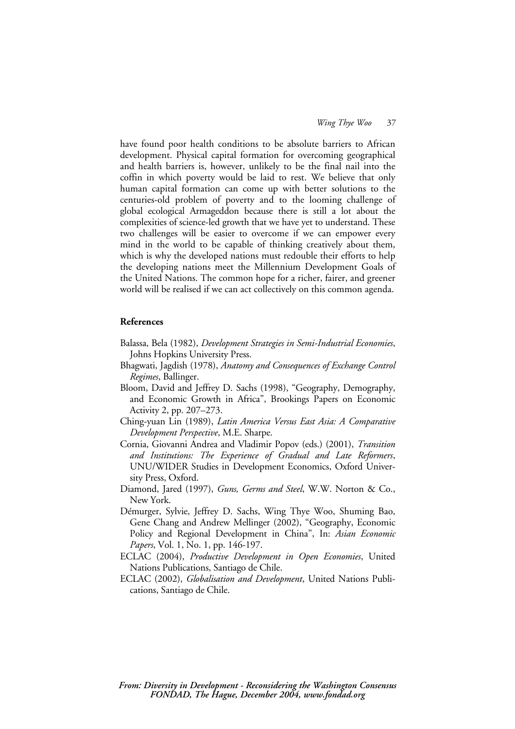have found poor health conditions to be absolute barriers to African development. Physical capital formation for overcoming geographical and health barriers is, however, unlikely to be the final nail into the coffin in which poverty would be laid to rest. We believe that only human capital formation can come up with better solutions to the centuries-old problem of poverty and to the looming challenge of global ecological Armageddon because there is still a lot about the complexities of science-led growth that we have yet to understand. These two challenges will be easier to overcome if we can empower every mind in the world to be capable of thinking creatively about them, which is why the developed nations must redouble their efforts to help the developing nations meet the Millennium Development Goals of the United Nations. The common hope for a richer, fairer, and greener world will be realised if we can act collectively on this common agenda.

**References**

Balassa, Bela (1982), *Development Strategies in Semi-Industrial Economies*, Johns Hopkins University Press.

Bhagwati, Jagdish (1978), *Anatomy and Consequences of Exchange Control Regimes*, Ballinger.

Bloom, David and Jeffrey D. Sachs (1998), "Geography, Demography, and Economic Growth in Africa", Brookings Papers on Economic Activity 2, pp. 207–273.

Ching-yuan Lin (1989), *Latin America Versus East Asia: A Comparative Development Perspective*, M.E. Sharpe.

Cornia, Giovanni Andrea and Vladimir Popov (eds.) (2001), *Transition and Institutions: The Experience of Gradual and Late Reformers*, UNU/WIDER Studies in Development Economics, Oxford University Press, Oxford.

Diamond, Jared (1997), *Guns, Germs and Steel*, W.W. Norton & Co., New York.

Démurger, Sylvie, Jeffrey D. Sachs, Wing Thye Woo, Shuming Bao, Gene Chang and Andrew Mellinger (2002), "Geography, Economic Policy and Regional Development in China", In: *Asian Economic Papers*, Vol. 1, No. 1, pp. 146-197.

ECLAC (2004), *Productive Development in Open Economies*, United Nations Publications, Santiago de Chile.

ECLAC (2002), *Globalisation and Development*, United Nations Publications, Santiago de Chile.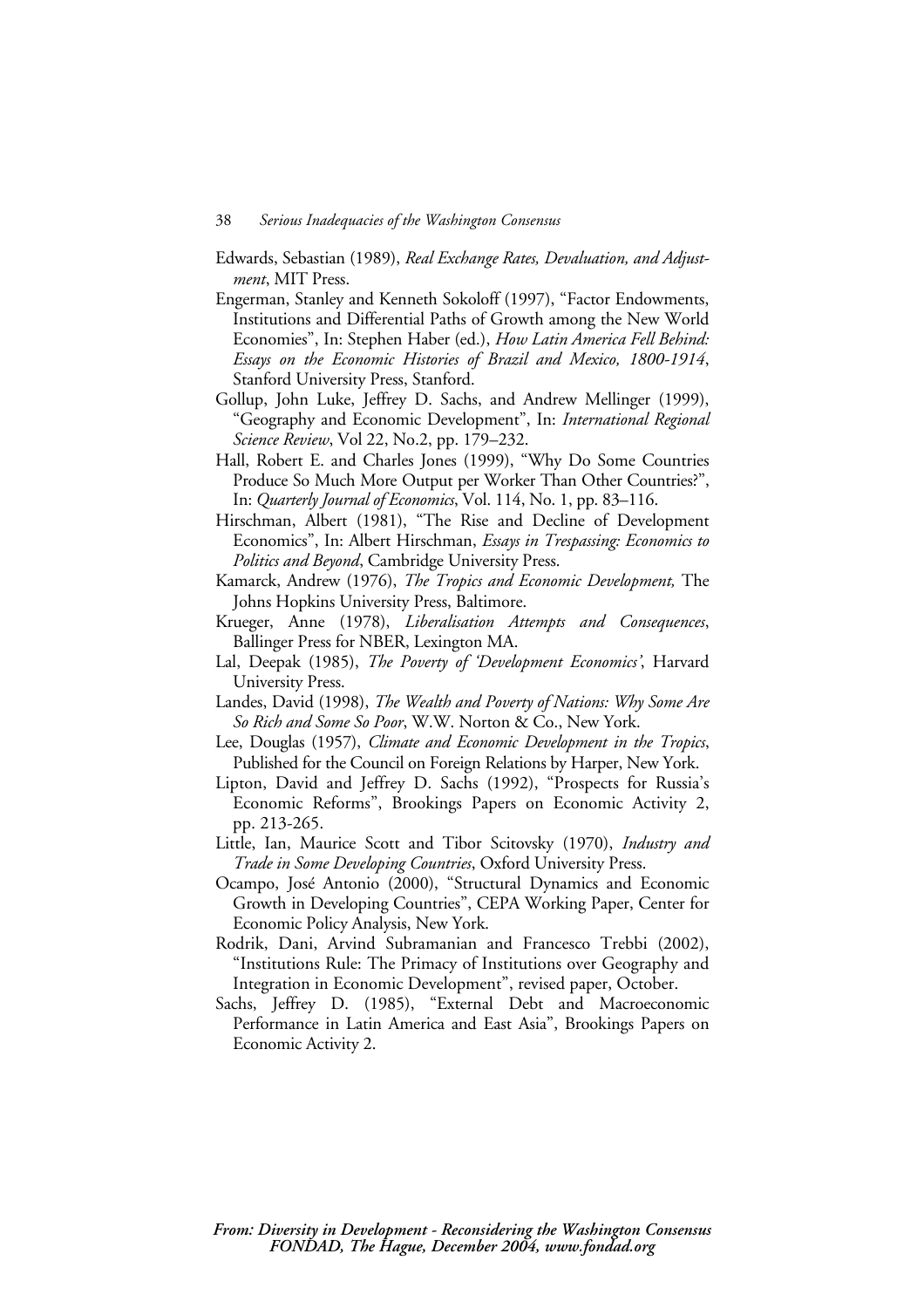Edwards, Sebastian (1989), *Real Exchange Rates, Devaluation, and Adjustment*, MIT Press.

Engerman, Stanley and Kenneth Sokoloff (1997), "Factor Endowments, Institutions and Differential Paths of Growth among the New World Economies", In: Stephen Haber (ed.), *How Latin America Fell Behind: Essays on the Economic Histories of Brazil and Mexico, 1800-1914*, Stanford University Press, Stanford.

Gollup, John Luke, Jeffrey D. Sachs, and Andrew Mellinger (1999), "Geography and Economic Development", In: *International Regional Science Review*, Vol 22, No.2, pp. 179–232.

Hall, Robert E. and Charles Jones (1999), "Why Do Some Countries Produce So Much More Output per Worker Than Other Countries?", In: *Quarterly Journal of Economics*, Vol. 114, No. 1, pp. 83–116.

Hirschman, Albert (1981), "The Rise and Decline of Development Economics", In: Albert Hirschman, *Essays in Trespassing: Economics to Politics and Beyond*, Cambridge University Press.

Kamarck, Andrew (1976), *The Tropics and Economic Development,* The Johns Hopkins University Press, Baltimore.

Krueger, Anne (1978), *Liberalisation Attempts and Consequences*, Ballinger Press for NBER, Lexington MA.

Lal, Deepak (1985), *The Poverty of 'Development Economics'*, Harvard University Press.

Landes, David (1998), *The Wealth and Poverty of Nations: Why Some Are So Rich and Some So Poor*, W.W. Norton & Co., New York.

Lee, Douglas (1957), *Climate and Economic Development in the Tropics*, Published for the Council on Foreign Relations by Harper, New York.

Lipton, David and Jeffrey D. Sachs (1992), "Prospects for Russia's Economic Reforms", Brookings Papers on Economic Activity 2, pp. 213-265.

Little, Ian, Maurice Scott and Tibor Scitovsky (1970), *Industry and Trade in Some Developing Countries*, Oxford University Press.

Ocampo, José Antonio (2000), "Structural Dynamics and Economic Growth in Developing Countries", CEPA Working Paper, Center for Economic Policy Analysis, New York.

Rodrik, Dani, Arvind Subramanian and Francesco Trebbi (2002), "Institutions Rule: The Primacy of Institutions over Geography and Integration in Economic Development", revised paper, October.

Sachs, Jeffrey D. (1985), "External Debt and Macroeconomic Performance in Latin America and East Asia", Brookings Papers on Economic Activity 2.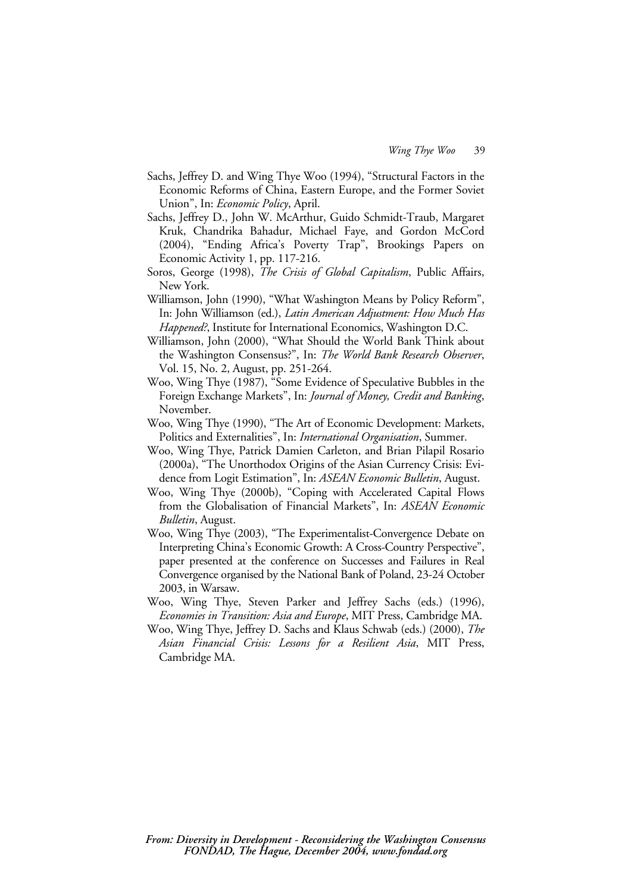Sachs, Jeffrey D. and Wing Thye Woo (1994), "Structural Factors in the Economic Reforms of China, Eastern Europe, and the Former Soviet Union", In: *Economic Policy*, April.

Sachs, Jeffrey D., John W. McArthur, Guido Schmidt-Traub, Margaret Kruk, Chandrika Bahadur, Michael Faye, and Gordon McCord (2004), "Ending Africa's Poverty Trap", Brookings Papers on Economic Activity 1, pp. 117-216.

Soros, George (1998), *The Crisis of Global Capitalism*, Public Affairs, New York.

Williamson, John (1990), "What Washington Means by Policy Reform", In: John Williamson (ed.), *Latin American Adjustment: How Much Has Happened?*, Institute for International Economics, Washington D.C.

Williamson, John (2000), "What Should the World Bank Think about the Washington Consensus?", In: *The World Bank Research Observer*, Vol. 15, No. 2, August, pp. 251-264.

Woo, Wing Thye (1987), "Some Evidence of Speculative Bubbles in the Foreign Exchange Markets", In: *Journal of Money, Credit and Banking*, November.

Woo, Wing Thye (1990), "The Art of Economic Development: Markets, Politics and Externalities", In: *International Organisation*, Summer.

Woo, Wing Thye, Patrick Damien Carleton, and Brian Pilapil Rosario (2000a), "The Unorthodox Origins of the Asian Currency Crisis: Evidence from Logit Estimation", In: *ASEAN Economic Bulletin*, August.

Woo, Wing Thye (2000b), "Coping with Accelerated Capital Flows from the Globalisation of Financial Markets", In: *ASEAN Economic Bulletin*, August.

Woo, Wing Thye (2003), "The Experimentalist-Convergence Debate on Interpreting China's Economic Growth: A Cross-Country Perspective", paper presented at the conference on Successes and Failures in Real Convergence organised by the National Bank of Poland, 23-24 October 2003, in Warsaw.

Woo, Wing Thye, Steven Parker and Jeffrey Sachs (eds.) (1996), *Economies in Transition: Asia and Europe*, MIT Press, Cambridge MA.

Woo, Wing Thye, Jeffrey D. Sachs and Klaus Schwab (eds.) (2000), *The Asian Financial Crisis: Lessons for a Resilient Asia*, MIT Press, Cambridge MA.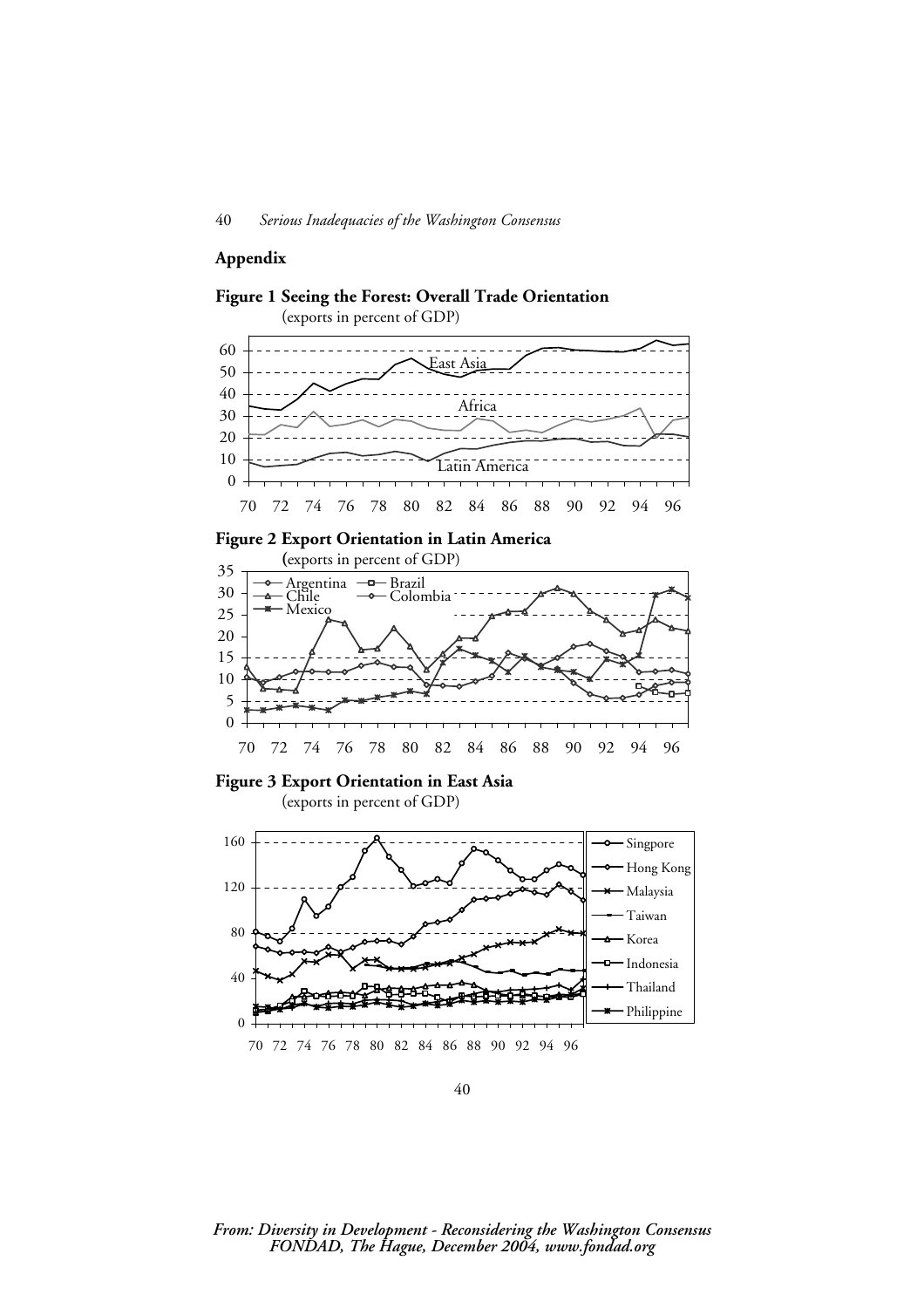## Appendix

**Figure 1 Seeing the Forest: Overall Trade Orientation**
(exports in percent of GDP)

**Figure 2 Export Orientation in Latin America**
(exports in percent of GDP)

**Figure 3 Export Orientation in East Asia**
(exports in percent of GDP)

*From: Diversity in Development - Reconsidering the Washington Consensus*
*FONDAD, The Hague, December 2004, www.fondad.org*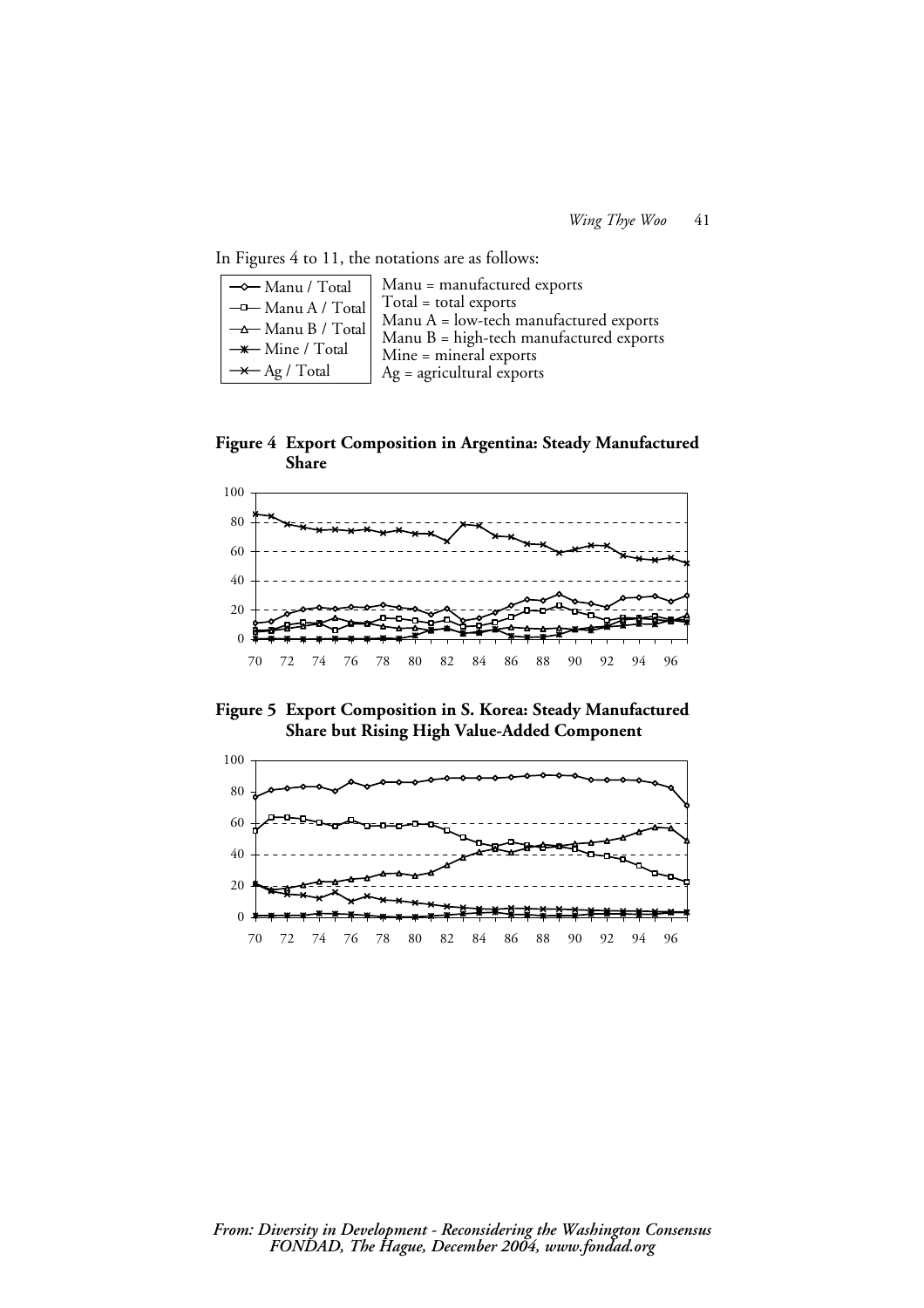In Figures 4 to 11, the notations are as follows:

| Legend | Definition |
|---|---|
| Manu / Total | Manu = manufactured exports |
| Manu A / Total | Total = total exports |
| Manu B / Total | Manu A = low-tech manufactured exports |
| Mine / Total | Manu B = high-tech manufactured exports |
| Ag / Total | Mine = mineral exports |
| | Ag = agricultural exports |

**Figure 4 Export Composition in Argentina: Steady Manufactured Share**

**Figure 5 Export Composition in S. Korea: Steady Manufactured Share but Rising High Value-Added Component**

*From: Diversity in Development - Reconsidering the Washington Consensus FONDAD, The Hague, December 2004, www.fondad.org*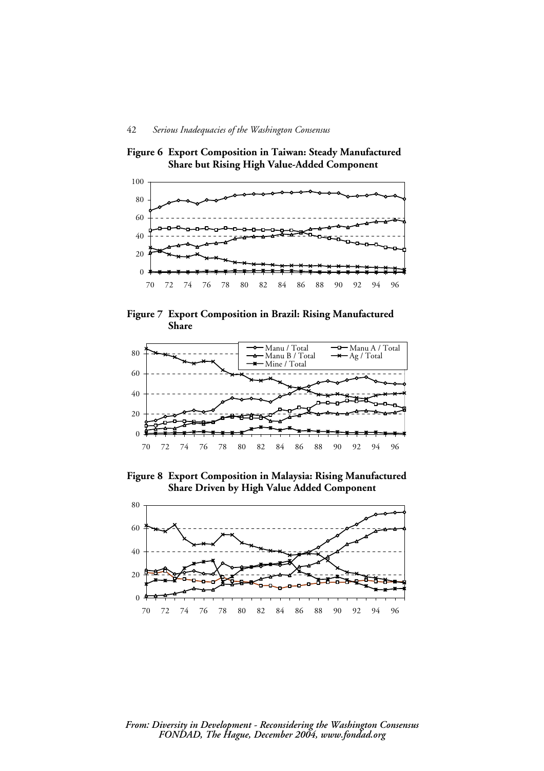**Figure 6 Export Composition in Taiwan: Steady Manufactured Share but Rising High Value-Added Component**

**Figure 7 Export Composition in Brazil: Rising Manufactured Share**

**Figure 8 Export Composition in Malaysia: Rising Manufactured Share Driven by High Value Added Component**

*From: Diversity in Development - Reconsidering the Washington Consensus FONDAD, The Hague, December 2004, www.fondad.org*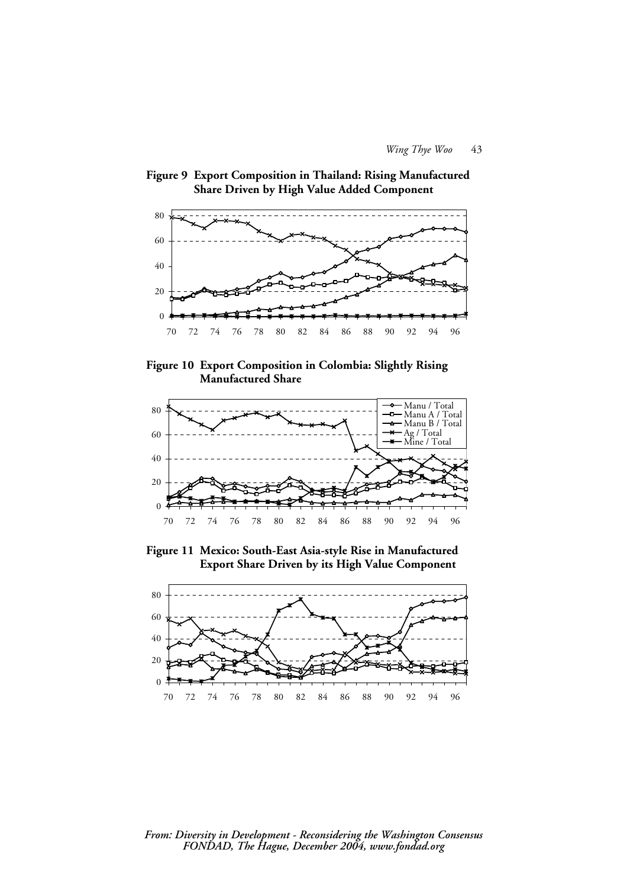**Figure 9 Export Composition in Thailand: Rising Manufactured Share Driven by High Value Added Component**

80
60
40
20
0
70 72 74 76 78 80 82 84 86 88 90 92 94 96

**Figure 10 Export Composition in Colombia: Slightly Rising Manufactured Share**

Manu / Total
Manu A / Total
Manu B / Total
Ag / Total
Mine / Total

80
60
40
20
0
70 72 74 76 78 80 82 84 86 88 90 92 94 96

**Figure 11 Mexico: South-East Asia-style Rise in Manufactured Export Share Driven by its High Value Component**

80
60
40
20
0
70 72 74 76 78 80 82 84 86 88 90 92 94 96